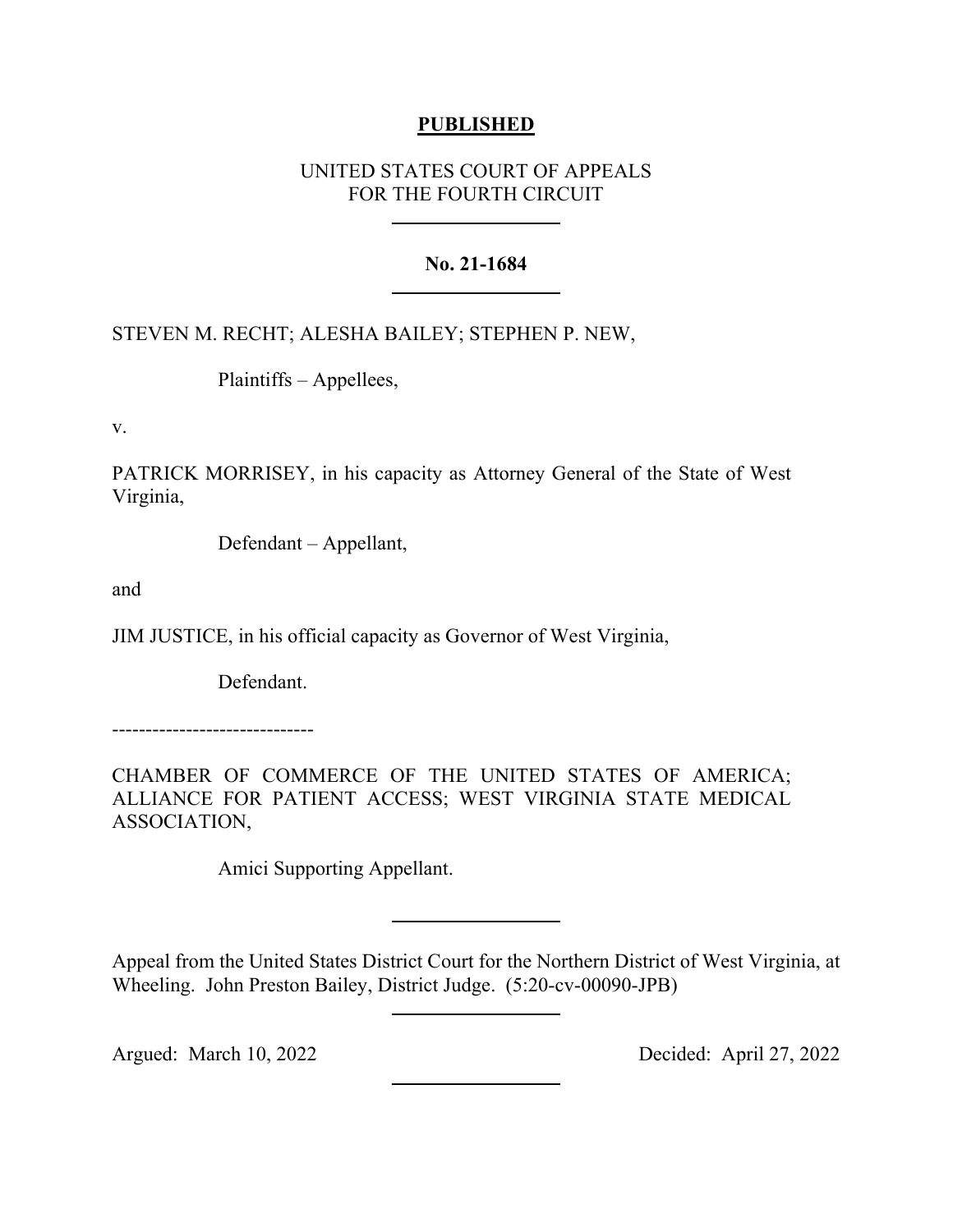**PUBLISHED**

UNITED STATES COURT OF APPEALS
FOR THE FOURTH CIRCUIT

---

**No. 21-1684**

---

STEVEN M. RECHT; ALESHA BAILEY; STEPHEN P. NEW,

Plaintiffs – Appellees,

v.

PATRICK MORRISEY, in his capacity as Attorney General of the State of West Virginia,

Defendant – Appellant,

and

JIM JUSTICE, in his official capacity as Governor of West Virginia,

Defendant.

------------------------------

CHAMBER OF COMMERCE OF THE UNITED STATES OF AMERICA; ALLIANCE FOR PATIENT ACCESS; WEST VIRGINIA STATE MEDICAL ASSOCIATION,

Amici Supporting Appellant.

---

Appeal from the United States District Court for the Northern District of West Virginia, at Wheeling. John Preston Bailey, District Judge. (5:20-cv-00090-JPB)

---

Argued: March 10, 2022 Decided: April 27, 2022

---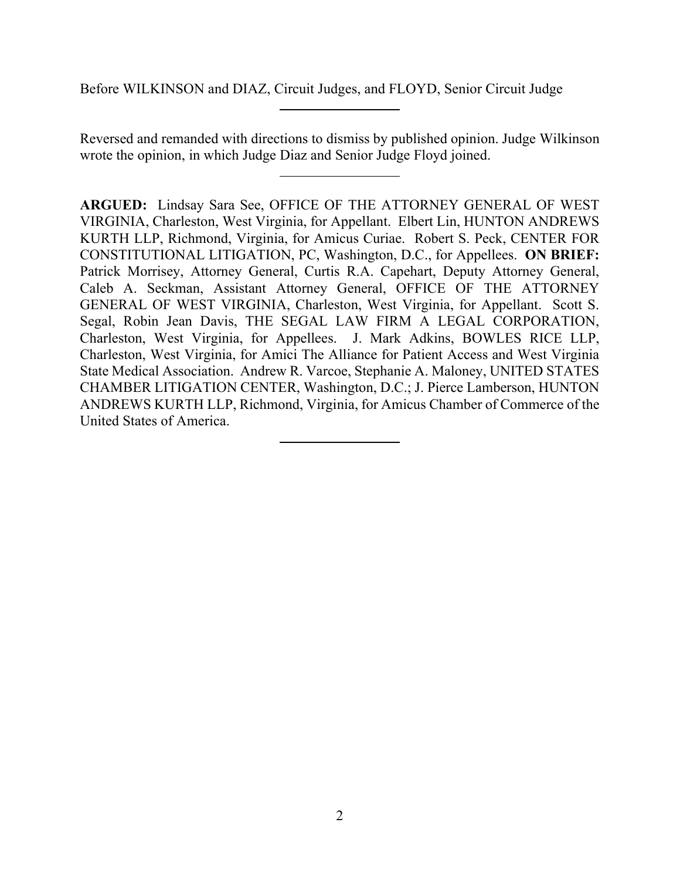Before WILKINSON and DIAZ, Circuit Judges, and FLOYD, Senior Circuit Judge

---

Reversed and remanded with directions to dismiss by published opinion. Judge Wilkinson wrote the opinion, in which Judge Diaz and Senior Judge Floyd joined.

---

**ARGUED:** Lindsay Sara See, OFFICE OF THE ATTORNEY GENERAL OF WEST VIRGINIA, Charleston, West Virginia, for Appellant. Elbert Lin, HUNTON ANDREWS KURTH LLP, Richmond, Virginia, for Amicus Curiae. Robert S. Peck, CENTER FOR CONSTITUTIONAL LITIGATION, PC, Washington, D.C., for Appellees. **ON BRIEF:** Patrick Morrisey, Attorney General, Curtis R.A. Capehart, Deputy Attorney General, Caleb A. Seckman, Assistant Attorney General, OFFICE OF THE ATTORNEY GENERAL OF WEST VIRGINIA, Charleston, West Virginia, for Appellant. Scott S. Segal, Robin Jean Davis, THE SEGAL LAW FIRM A LEGAL CORPORATION, Charleston, West Virginia, for Appellees. J. Mark Adkins, BOWLES RICE LLP, Charleston, West Virginia, for Amici The Alliance for Patient Access and West Virginia State Medical Association. Andrew R. Varcoe, Stephanie A. Maloney, UNITED STATES CHAMBER LITIGATION CENTER, Washington, D.C.; J. Pierce Lamberson, HUNTON ANDREWS KURTH LLP, Richmond, Virginia, for Amicus Chamber of Commerce of the United States of America.

---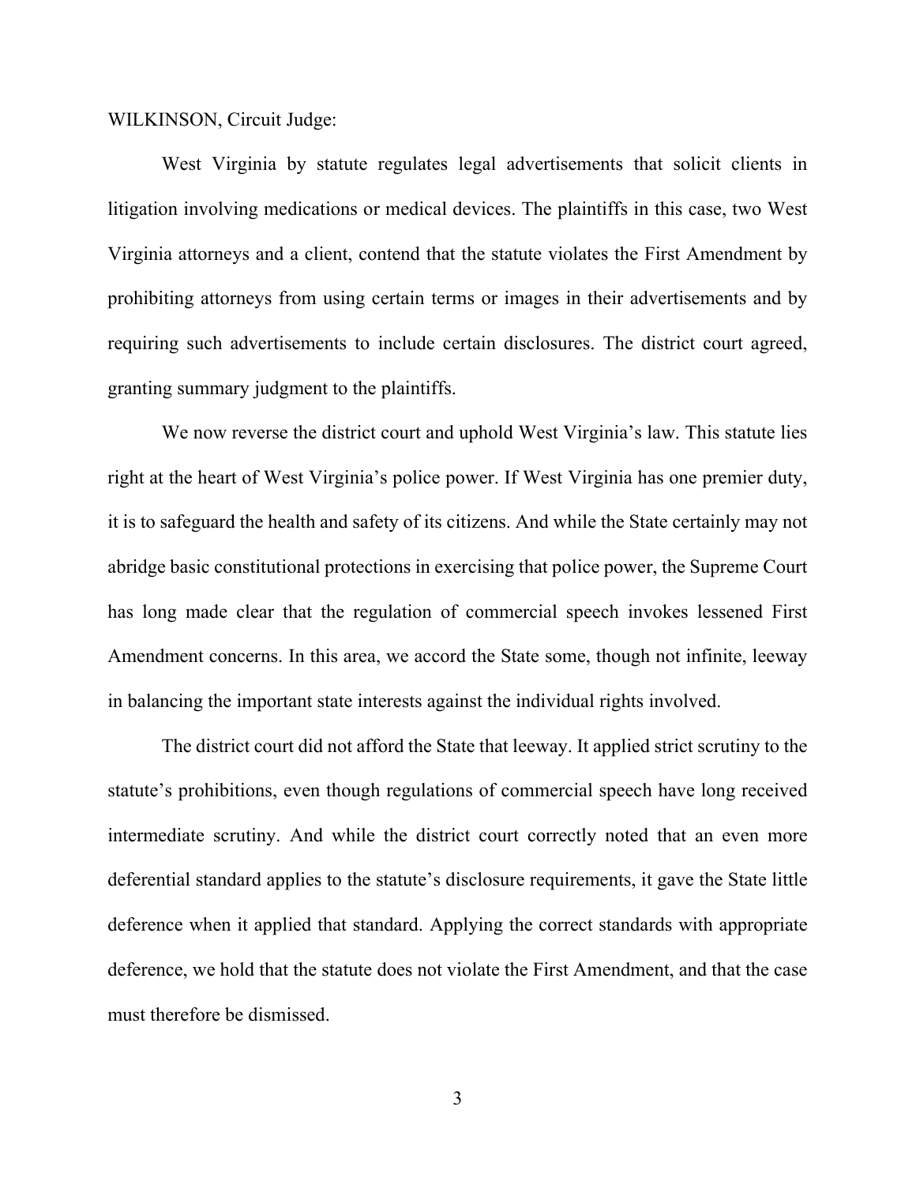WILKINSON, Circuit Judge:

West Virginia by statute regulates legal advertisements that solicit clients in litigation involving medications or medical devices. The plaintiffs in this case, two West Virginia attorneys and a client, contend that the statute violates the First Amendment by prohibiting attorneys from using certain terms or images in their advertisements and by requiring such advertisements to include certain disclosures. The district court agreed, granting summary judgment to the plaintiffs.

We now reverse the district court and uphold West Virginia's law. This statute lies right at the heart of West Virginia's police power. If West Virginia has one premier duty, it is to safeguard the health and safety of its citizens. And while the State certainly may not abridge basic constitutional protections in exercising that police power, the Supreme Court has long made clear that the regulation of commercial speech invokes lessened First Amendment concerns. In this area, we accord the State some, though not infinite, leeway in balancing the important state interests against the individual rights involved.

The district court did not afford the State that leeway. It applied strict scrutiny to the statute's prohibitions, even though regulations of commercial speech have long received intermediate scrutiny. And while the district court correctly noted that an even more deferential standard applies to the statute's disclosure requirements, it gave the State little deference when it applied that standard. Applying the correct standards with appropriate deference, we hold that the statute does not violate the First Amendment, and that the case must therefore be dismissed.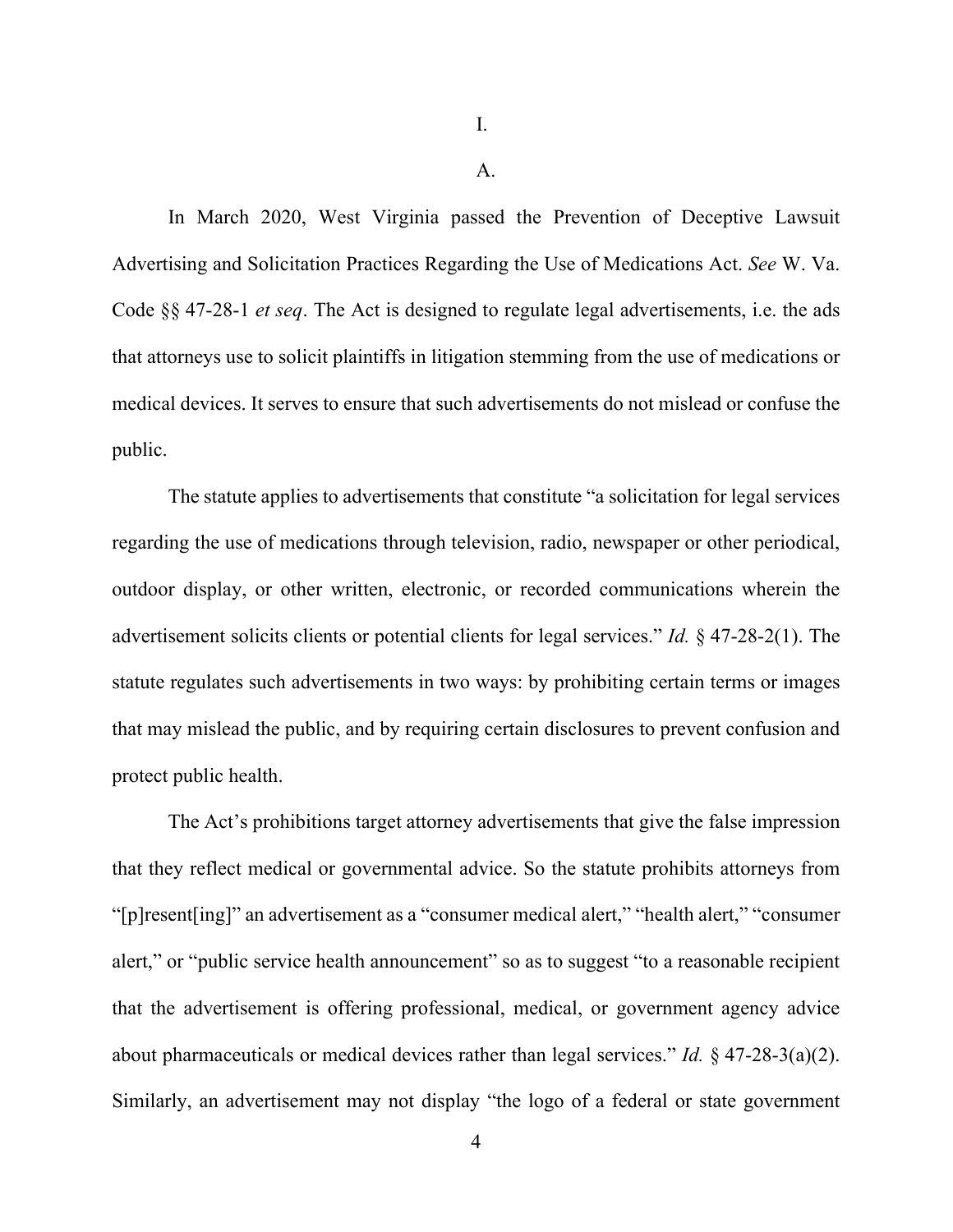I.

A.

In March 2020, West Virginia passed the Prevention of Deceptive Lawsuit Advertising and Solicitation Practices Regarding the Use of Medications Act. *See* W. Va. Code §§ 47-28-1 *et seq*. The Act is designed to regulate legal advertisements, i.e. the ads that attorneys use to solicit plaintiffs in litigation stemming from the use of medications or medical devices. It serves to ensure that such advertisements do not mislead or confuse the public.

The statute applies to advertisements that constitute "a solicitation for legal services regarding the use of medications through television, radio, newspaper or other periodical, outdoor display, or other written, electronic, or recorded communications wherein the advertisement solicits clients or potential clients for legal services." *Id.* § 47-28-2(1). The statute regulates such advertisements in two ways: by prohibiting certain terms or images that may mislead the public, and by requiring certain disclosures to prevent confusion and protect public health.

The Act's prohibitions target attorney advertisements that give the false impression that they reflect medical or governmental advice. So the statute prohibits attorneys from "[p]resent[ing]" an advertisement as a "consumer medical alert," "health alert," "consumer alert," or "public service health announcement" so as to suggest "to a reasonable recipient that the advertisement is offering professional, medical, or government agency advice about pharmaceuticals or medical devices rather than legal services." *Id.* § 47-28-3(a)(2). Similarly, an advertisement may not display "the logo of a federal or state government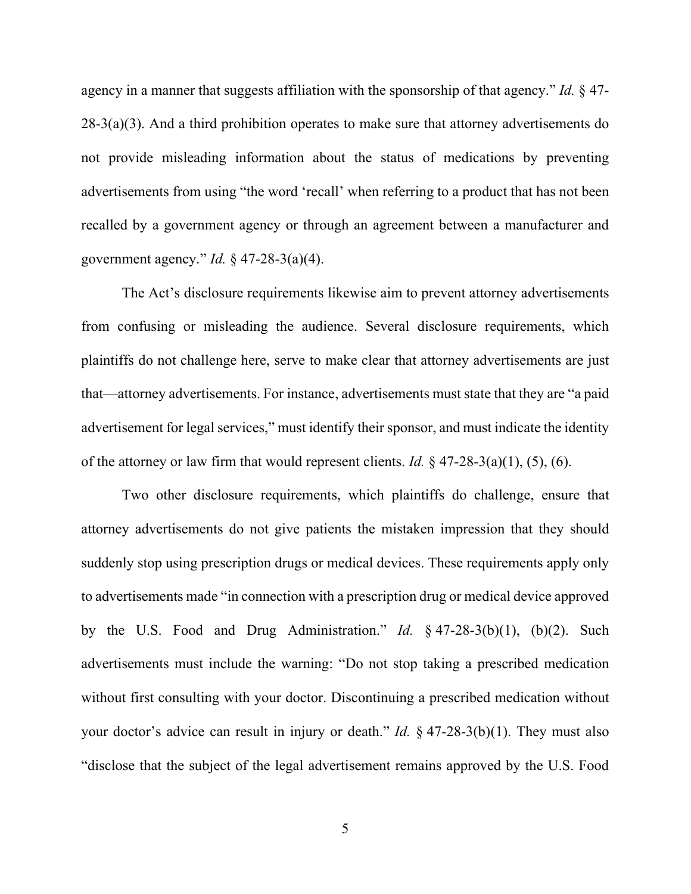agency in a manner that suggests affiliation with the sponsorship of that agency." *Id.* § 47-28-3(a)(3). And a third prohibition operates to make sure that attorney advertisements do not provide misleading information about the status of medications by preventing advertisements from using "the word 'recall' when referring to a product that has not been recalled by a government agency or through an agreement between a manufacturer and government agency." *Id.* § 47-28-3(a)(4).

The Act's disclosure requirements likewise aim to prevent attorney advertisements from confusing or misleading the audience. Several disclosure requirements, which plaintiffs do not challenge here, serve to make clear that attorney advertisements are just that—attorney advertisements. For instance, advertisements must state that they are "a paid advertisement for legal services," must identify their sponsor, and must indicate the identity of the attorney or law firm that would represent clients. *Id.* § 47-28-3(a)(1), (5), (6).

Two other disclosure requirements, which plaintiffs do challenge, ensure that attorney advertisements do not give patients the mistaken impression that they should suddenly stop using prescription drugs or medical devices. These requirements apply only to advertisements made "in connection with a prescription drug or medical device approved by the U.S. Food and Drug Administration." *Id.* § 47-28-3(b)(1), (b)(2). Such advertisements must include the warning: "Do not stop taking a prescribed medication without first consulting with your doctor. Discontinuing a prescribed medication without your doctor's advice can result in injury or death." *Id.* § 47-28-3(b)(1). They must also "disclose that the subject of the legal advertisement remains approved by the U.S. Food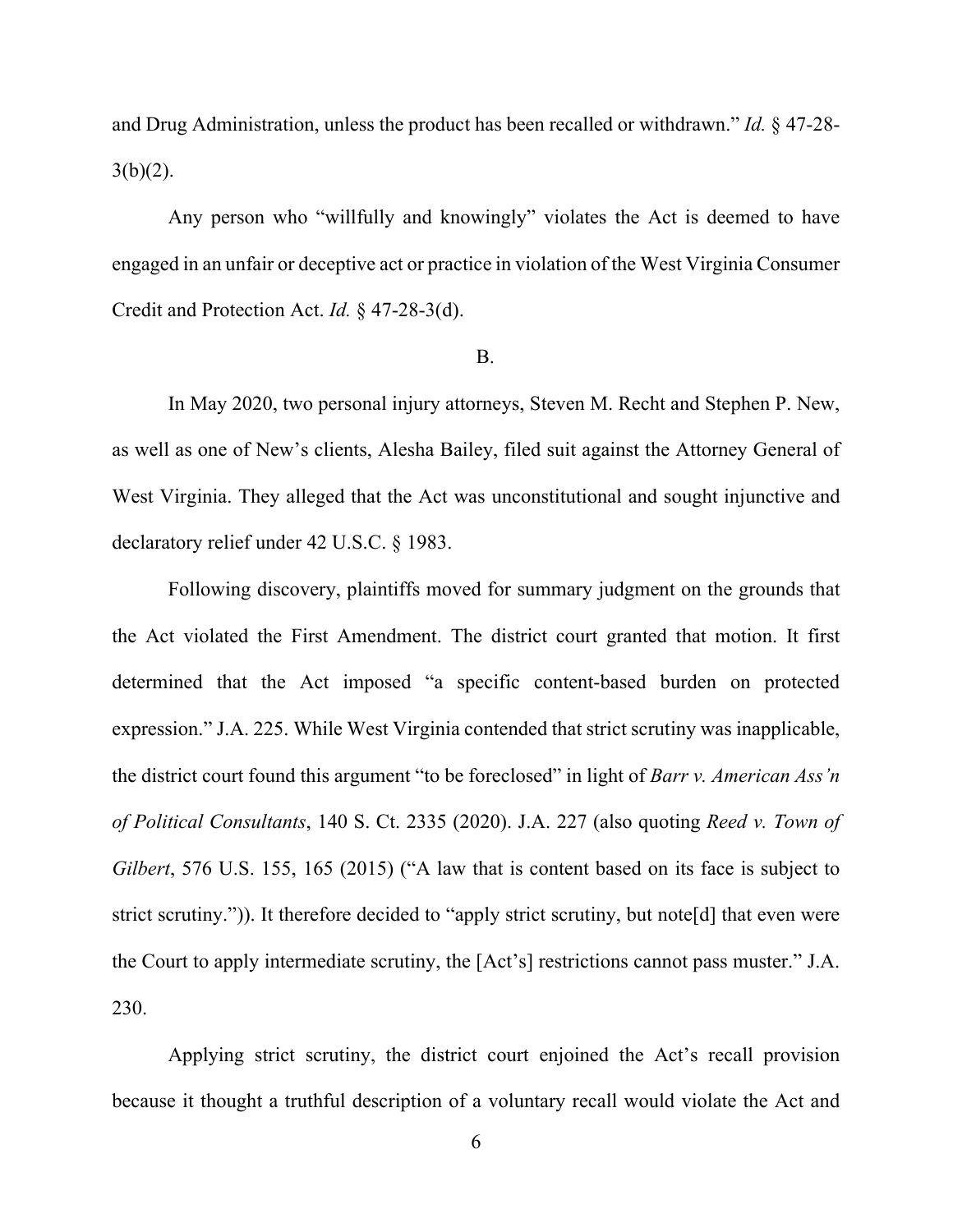and Drug Administration, unless the product has been recalled or withdrawn." *Id.* § 47-28-3(b)(2).

Any person who "willfully and knowingly" violates the Act is deemed to have engaged in an unfair or deceptive act or practice in violation of the West Virginia Consumer Credit and Protection Act. *Id.* § 47-28-3(d).

B.

In May 2020, two personal injury attorneys, Steven M. Recht and Stephen P. New, as well as one of New's clients, Alesha Bailey, filed suit against the Attorney General of West Virginia. They alleged that the Act was unconstitutional and sought injunctive and declaratory relief under 42 U.S.C. § 1983.

Following discovery, plaintiffs moved for summary judgment on the grounds that the Act violated the First Amendment. The district court granted that motion. It first determined that the Act imposed "a specific content-based burden on protected expression." J.A. 225. While West Virginia contended that strict scrutiny was inapplicable, the district court found this argument "to be foreclosed" in light of *Barr v. American Ass'n of Political Consultants*, 140 S. Ct. 2335 (2020). J.A. 227 (also quoting *Reed v. Town of Gilbert*, 576 U.S. 155, 165 (2015) ("A law that is content based on its face is subject to strict scrutiny.")). It therefore decided to "apply strict scrutiny, but note[d] that even were the Court to apply intermediate scrutiny, the [Act's] restrictions cannot pass muster." J.A. 230.

Applying strict scrutiny, the district court enjoined the Act's recall provision because it thought a truthful description of a voluntary recall would violate the Act and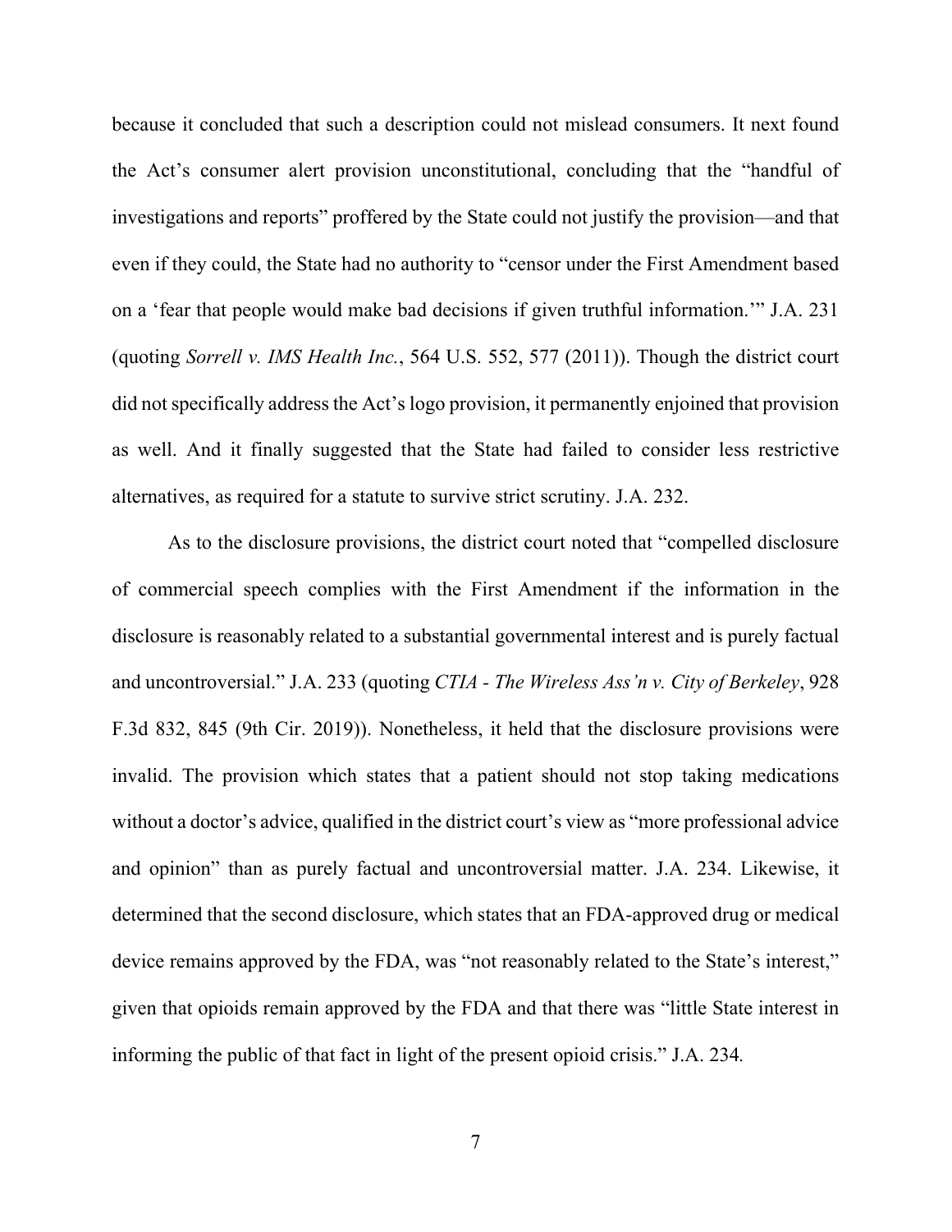because it concluded that such a description could not mislead consumers. It next found the Act's consumer alert provision unconstitutional, concluding that the "handful of investigations and reports" proffered by the State could not justify the provision—and that even if they could, the State had no authority to "censor under the First Amendment based on a 'fear that people would make bad decisions if given truthful information.'" J.A. 231 (quoting *Sorrell v. IMS Health Inc.*, 564 U.S. 552, 577 (2011)). Though the district court did not specifically address the Act's logo provision, it permanently enjoined that provision as well. And it finally suggested that the State had failed to consider less restrictive alternatives, as required for a statute to survive strict scrutiny. J.A. 232.

As to the disclosure provisions, the district court noted that "compelled disclosure of commercial speech complies with the First Amendment if the information in the disclosure is reasonably related to a substantial governmental interest and is purely factual and uncontroversial." J.A. 233 (quoting *CTIA - The Wireless Ass'n v. City of Berkeley*, 928 F.3d 832, 845 (9th Cir. 2019)). Nonetheless, it held that the disclosure provisions were invalid. The provision which states that a patient should not stop taking medications without a doctor's advice, qualified in the district court's view as "more professional advice and opinion" than as purely factual and uncontroversial matter. J.A. 234. Likewise, it determined that the second disclosure, which states that an FDA-approved drug or medical device remains approved by the FDA, was "not reasonably related to the State's interest," given that opioids remain approved by the FDA and that there was "little State interest in informing the public of that fact in light of the present opioid crisis." J.A. 234.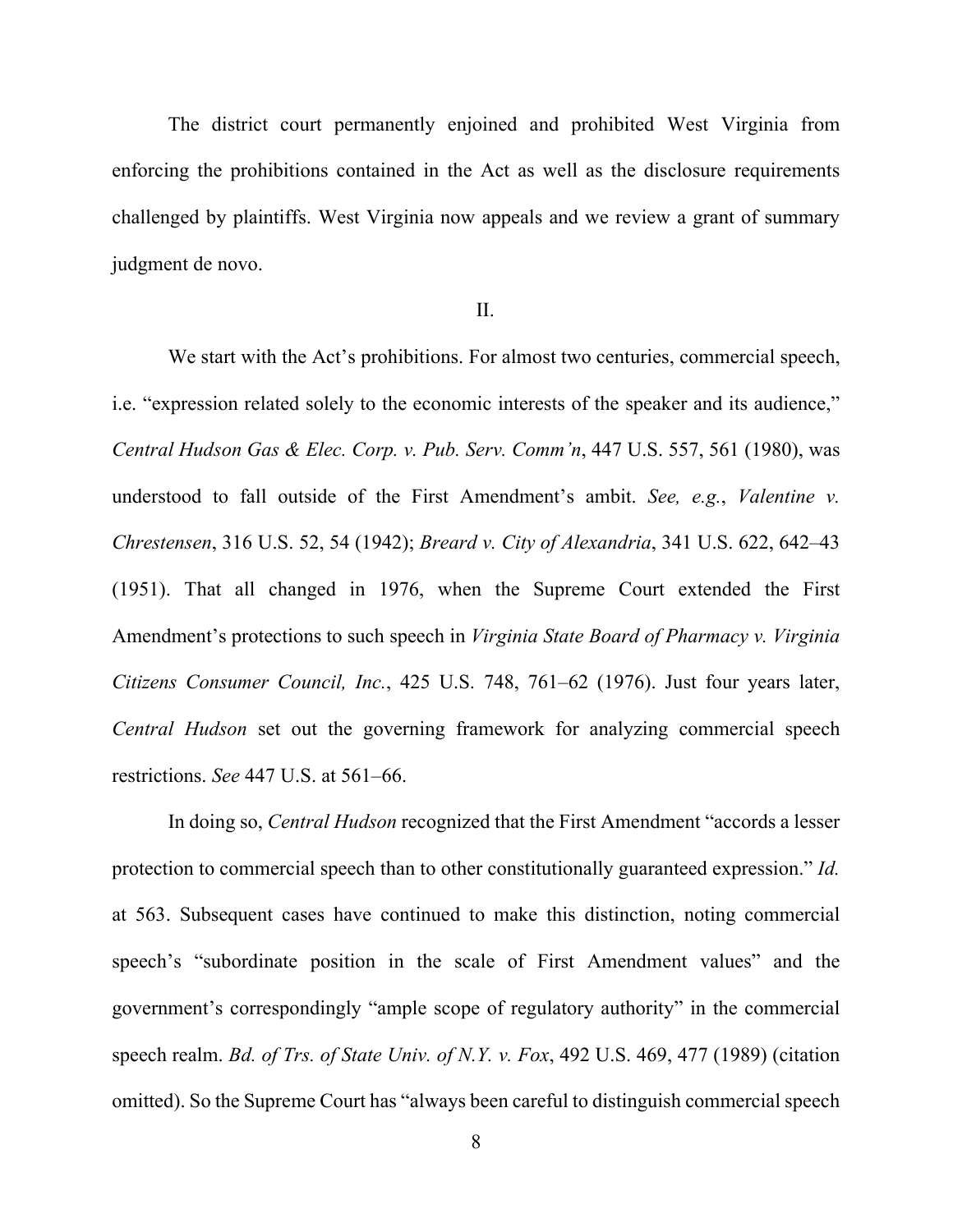The district court permanently enjoined and prohibited West Virginia from enforcing the prohibitions contained in the Act as well as the disclosure requirements challenged by plaintiffs. West Virginia now appeals and we review a grant of summary judgment de novo.

## II.

We start with the Act's prohibitions. For almost two centuries, commercial speech, i.e. "expression related solely to the economic interests of the speaker and its audience," *Central Hudson Gas & Elec. Corp. v. Pub. Serv. Comm'n*, 447 U.S. 557, 561 (1980), was understood to fall outside of the First Amendment's ambit. *See, e.g.*, *Valentine v. Chrestensen*, 316 U.S. 52, 54 (1942); *Breard v. City of Alexandria*, 341 U.S. 622, 642–43 (1951). That all changed in 1976, when the Supreme Court extended the First Amendment's protections to such speech in *Virginia State Board of Pharmacy v. Virginia Citizens Consumer Council, Inc.*, 425 U.S. 748, 761–62 (1976). Just four years later, *Central Hudson* set out the governing framework for analyzing commercial speech restrictions. *See* 447 U.S. at 561–66.

In doing so, *Central Hudson* recognized that the First Amendment "accords a lesser protection to commercial speech than to other constitutionally guaranteed expression." *Id.* at 563. Subsequent cases have continued to make this distinction, noting commercial speech's "subordinate position in the scale of First Amendment values" and the government's correspondingly "ample scope of regulatory authority" in the commercial speech realm. *Bd. of Trs. of State Univ. of N.Y. v. Fox*, 492 U.S. 469, 477 (1989) (citation omitted). So the Supreme Court has "always been careful to distinguish commercial speech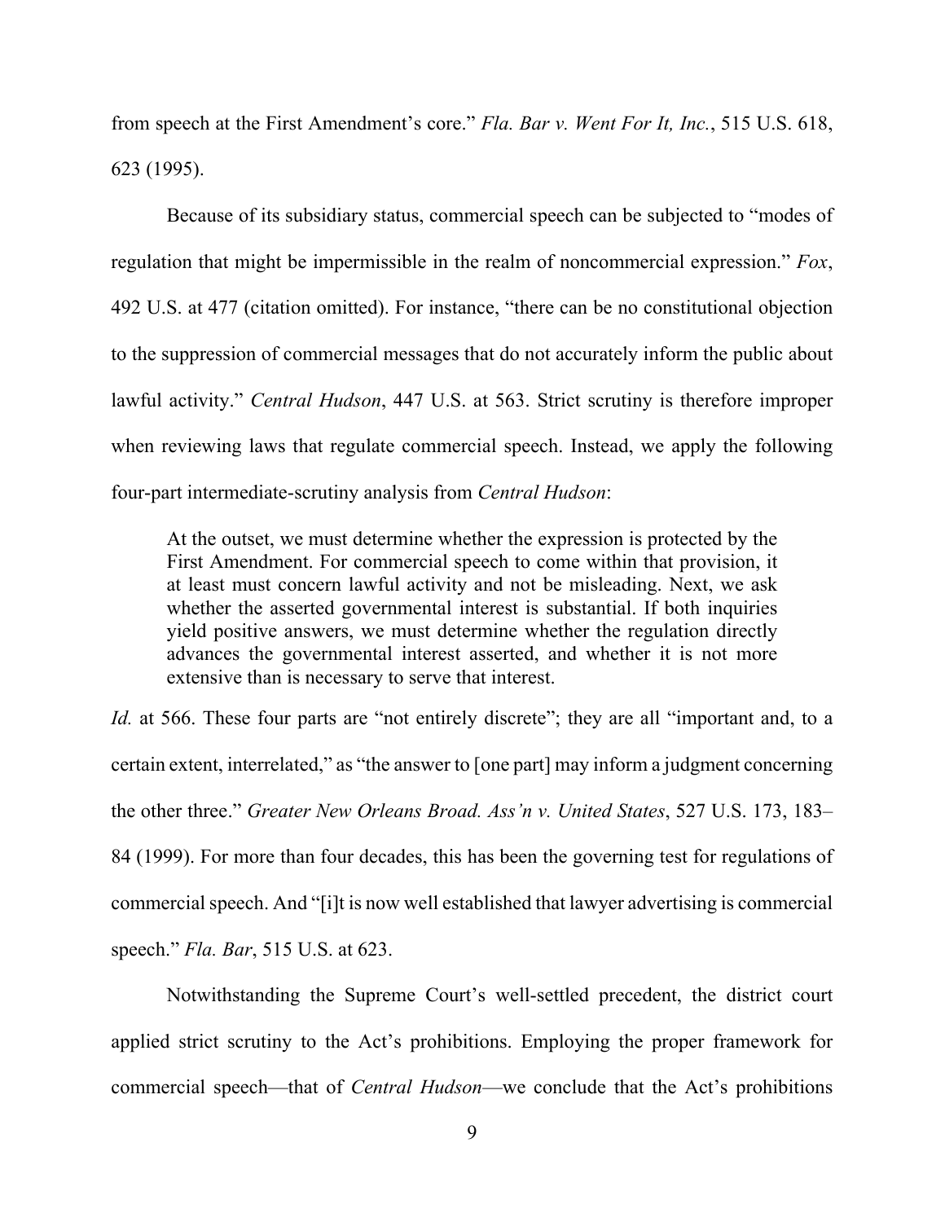from speech at the First Amendment's core." *Fla. Bar v. Went For It, Inc.*, 515 U.S. 618, 623 (1995).

Because of its subsidiary status, commercial speech can be subjected to "modes of regulation that might be impermissible in the realm of noncommercial expression." *Fox*, 492 U.S. at 477 (citation omitted). For instance, "there can be no constitutional objection to the suppression of commercial messages that do not accurately inform the public about lawful activity." *Central Hudson*, 447 U.S. at 563. Strict scrutiny is therefore improper when reviewing laws that regulate commercial speech. Instead, we apply the following four-part intermediate-scrutiny analysis from *Central Hudson*:

> At the outset, we must determine whether the expression is protected by the First Amendment. For commercial speech to come within that provision, it at least must concern lawful activity and not be misleading. Next, we ask whether the asserted governmental interest is substantial. If both inquiries yield positive answers, we must determine whether the regulation directly advances the governmental interest asserted, and whether it is not more extensive than is necessary to serve that interest.

*Id.* at 566. These four parts are "not entirely discrete"; they are all "important and, to a certain extent, interrelated," as "the answer to [one part] may inform a judgment concerning the other three." *Greater New Orleans Broad. Ass'n v. United States*, 527 U.S. 173, 183–84 (1999). For more than four decades, this has been the governing test for regulations of commercial speech. And "[i]t is now well established that lawyer advertising is commercial speech." *Fla. Bar*, 515 U.S. at 623.

Notwithstanding the Supreme Court's well-settled precedent, the district court applied strict scrutiny to the Act's prohibitions. Employing the proper framework for commercial speech—that of *Central Hudson*—we conclude that the Act's prohibitions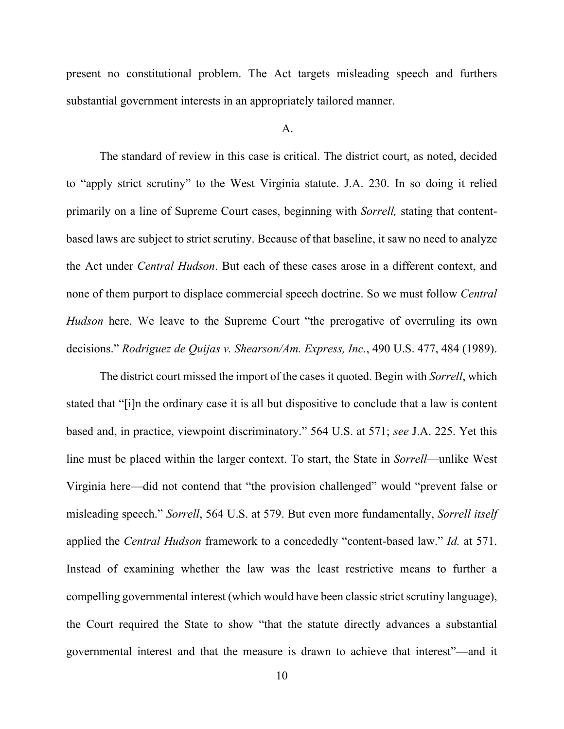present no constitutional problem. The Act targets misleading speech and furthers substantial government interests in an appropriately tailored manner.

A.

The standard of review in this case is critical. The district court, as noted, decided to "apply strict scrutiny" to the West Virginia statute. J.A. 230. In so doing it relied primarily on a line of Supreme Court cases, beginning with *Sorrell,* stating that content-based laws are subject to strict scrutiny. Because of that baseline, it saw no need to analyze the Act under *Central Hudson*. But each of these cases arose in a different context, and none of them purport to displace commercial speech doctrine. So we must follow *Central Hudson* here. We leave to the Supreme Court "the prerogative of overruling its own decisions." *Rodriguez de Quijas v. Shearson/Am. Express, Inc.*, 490 U.S. 477, 484 (1989).

The district court missed the import of the cases it quoted. Begin with *Sorrell*, which stated that "[i]n the ordinary case it is all but dispositive to conclude that a law is content based and, in practice, viewpoint discriminatory." 564 U.S. at 571; *see* J.A. 225. Yet this line must be placed within the larger context. To start, the State in *Sorrell*—unlike West Virginia here—did not contend that "the provision challenged" would "prevent false or misleading speech." *Sorrell*, 564 U.S. at 579. But even more fundamentally, *Sorrell itself* applied the *Central Hudson* framework to a concededly "content-based law." *Id.* at 571. Instead of examining whether the law was the least restrictive means to further a compelling governmental interest (which would have been classic strict scrutiny language), the Court required the State to show "that the statute directly advances a substantial governmental interest and that the measure is drawn to achieve that interest"—and it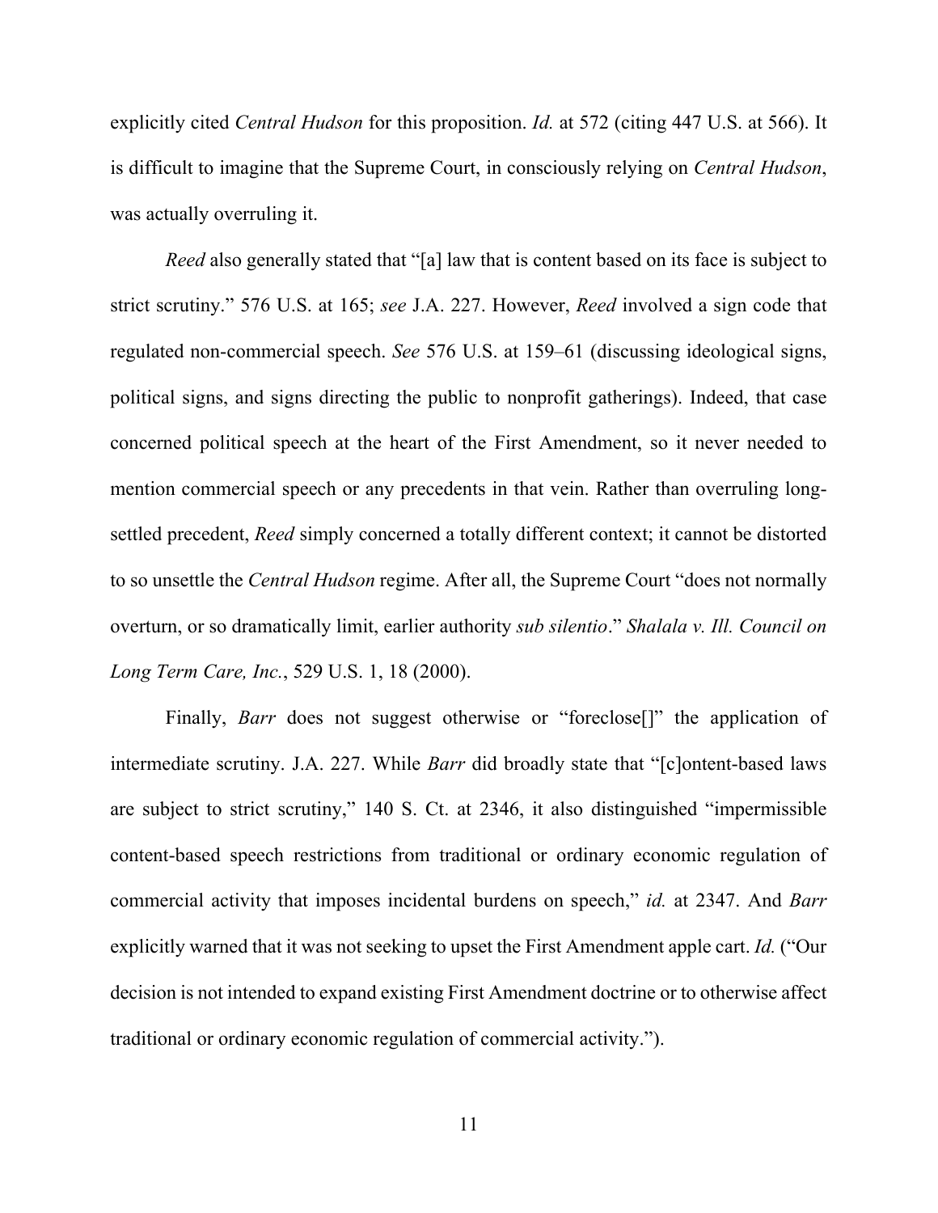explicitly cited *Central Hudson* for this proposition. *Id.* at 572 (citing 447 U.S. at 566). It is difficult to imagine that the Supreme Court, in consciously relying on *Central Hudson*, was actually overruling it.

*Reed* also generally stated that "[a] law that is content based on its face is subject to strict scrutiny." 576 U.S. at 165; *see* J.A. 227. However, *Reed* involved a sign code that regulated non-commercial speech. *See* 576 U.S. at 159–61 (discussing ideological signs, political signs, and signs directing the public to nonprofit gatherings). Indeed, that case concerned political speech at the heart of the First Amendment, so it never needed to mention commercial speech or any precedents in that vein. Rather than overruling long-settled precedent, *Reed* simply concerned a totally different context; it cannot be distorted to so unsettle the *Central Hudson* regime. After all, the Supreme Court "does not normally overturn, or so dramatically limit, earlier authority *sub silentio*." *Shalala v. Ill. Council on Long Term Care, Inc.*, 529 U.S. 1, 18 (2000).

Finally, *Barr* does not suggest otherwise or "foreclose[]" the application of intermediate scrutiny. J.A. 227. While *Barr* did broadly state that "[c]ontent-based laws are subject to strict scrutiny," 140 S. Ct. at 2346, it also distinguished "impermissible content-based speech restrictions from traditional or ordinary economic regulation of commercial activity that imposes incidental burdens on speech," *id.* at 2347. And *Barr* explicitly warned that it was not seeking to upset the First Amendment apple cart. *Id.* ("Our decision is not intended to expand existing First Amendment doctrine or to otherwise affect traditional or ordinary economic regulation of commercial activity.").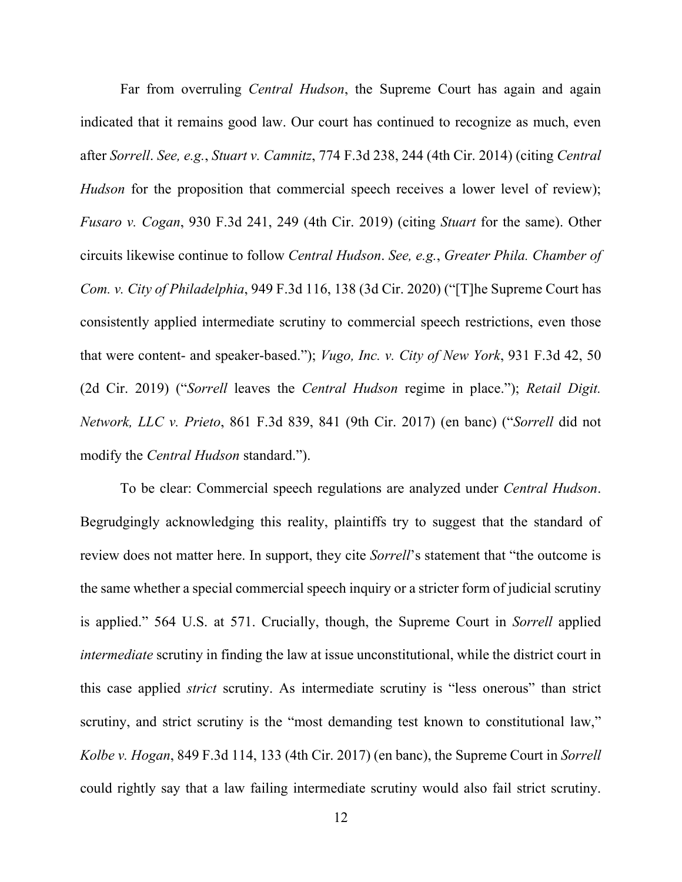Far from overruling *Central Hudson*, the Supreme Court has again and again indicated that it remains good law. Our court has continued to recognize as much, even after *Sorrell*. *See, e.g.*, *Stuart v. Camnitz*, 774 F.3d 238, 244 (4th Cir. 2014) (citing *Central Hudson* for the proposition that commercial speech receives a lower level of review); *Fusaro v. Cogan*, 930 F.3d 241, 249 (4th Cir. 2019) (citing *Stuart* for the same). Other circuits likewise continue to follow *Central Hudson*. *See, e.g.*, *Greater Phila. Chamber of Com. v. City of Philadelphia*, 949 F.3d 116, 138 (3d Cir. 2020) ("[T]he Supreme Court has consistently applied intermediate scrutiny to commercial speech restrictions, even those that were content- and speaker-based."); *Vugo, Inc. v. City of New York*, 931 F.3d 42, 50 (2d Cir. 2019) ("*Sorrell* leaves the *Central Hudson* regime in place."); *Retail Digit. Network, LLC v. Prieto*, 861 F.3d 839, 841 (9th Cir. 2017) (en banc) ("*Sorrell* did not modify the *Central Hudson* standard.").

To be clear: Commercial speech regulations are analyzed under *Central Hudson*. Begrudgingly acknowledging this reality, plaintiffs try to suggest that the standard of review does not matter here. In support, they cite *Sorrell*'s statement that "the outcome is the same whether a special commercial speech inquiry or a stricter form of judicial scrutiny is applied." 564 U.S. at 571. Crucially, though, the Supreme Court in *Sorrell* applied *intermediate* scrutiny in finding the law at issue unconstitutional, while the district court in this case applied *strict* scrutiny. As intermediate scrutiny is "less onerous" than strict scrutiny, and strict scrutiny is the "most demanding test known to constitutional law," *Kolbe v. Hogan*, 849 F.3d 114, 133 (4th Cir. 2017) (en banc), the Supreme Court in *Sorrell* could rightly say that a law failing intermediate scrutiny would also fail strict scrutiny.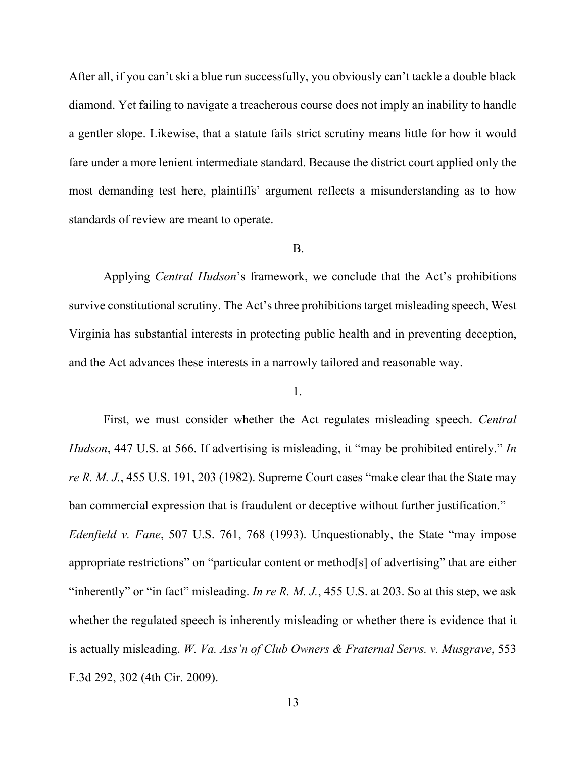After all, if you can't ski a blue run successfully, you obviously can't tackle a double black diamond. Yet failing to navigate a treacherous course does not imply an inability to handle a gentler slope. Likewise, that a statute fails strict scrutiny means little for how it would fare under a more lenient intermediate standard. Because the district court applied only the most demanding test here, plaintiffs' argument reflects a misunderstanding as to how standards of review are meant to operate.

B.

Applying *Central Hudson*'s framework, we conclude that the Act's prohibitions survive constitutional scrutiny. The Act's three prohibitions target misleading speech, West Virginia has substantial interests in protecting public health and in preventing deception, and the Act advances these interests in a narrowly tailored and reasonable way.

1.

First, we must consider whether the Act regulates misleading speech. *Central Hudson*, 447 U.S. at 566. If advertising is misleading, it "may be prohibited entirely." *In re R. M. J.*, 455 U.S. 191, 203 (1982). Supreme Court cases "make clear that the State may ban commercial expression that is fraudulent or deceptive without further justification." *Edenfield v. Fane*, 507 U.S. 761, 768 (1993). Unquestionably, the State "may impose appropriate restrictions" on "particular content or method[s] of advertising" that are either "inherently" or "in fact" misleading. *In re R. M. J.*, 455 U.S. at 203. So at this step, we ask whether the regulated speech is inherently misleading or whether there is evidence that it is actually misleading. *W. Va. Ass'n of Club Owners & Fraternal Servs. v. Musgrave*, 553 F.3d 292, 302 (4th Cir. 2009).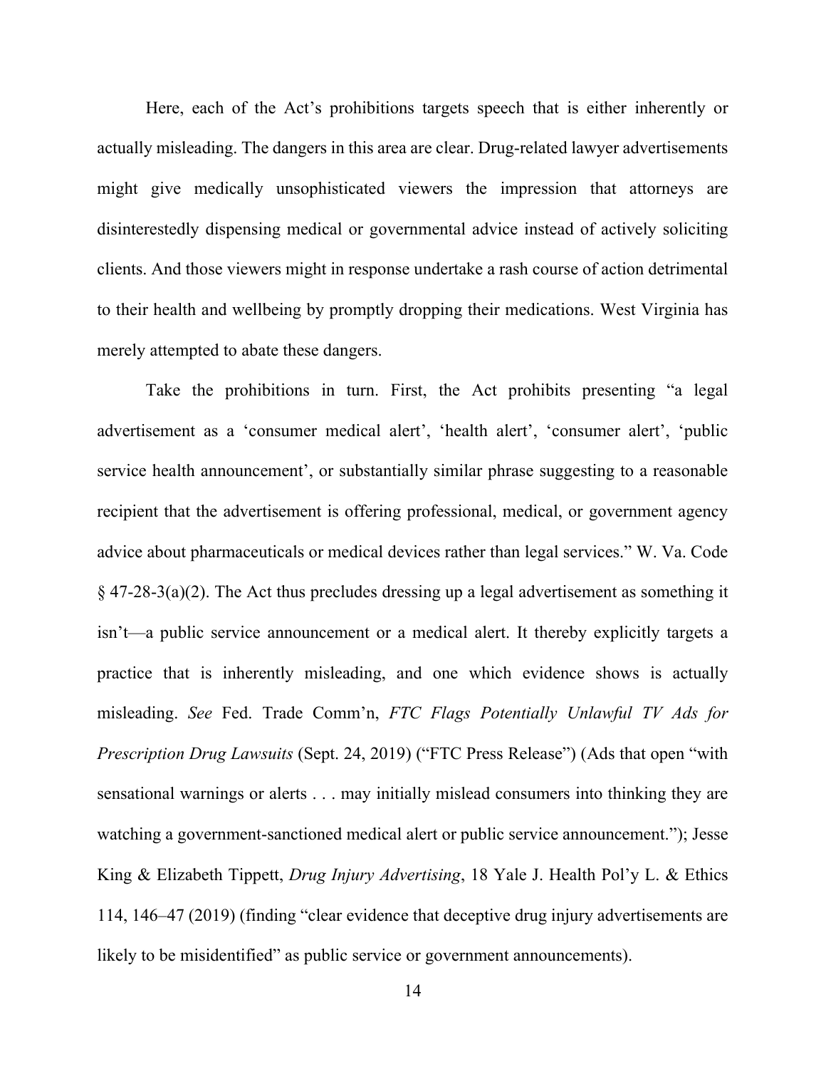Here, each of the Act's prohibitions targets speech that is either inherently or actually misleading. The dangers in this area are clear. Drug-related lawyer advertisements might give medically unsophisticated viewers the impression that attorneys are disinterestedly dispensing medical or governmental advice instead of actively soliciting clients. And those viewers might in response undertake a rash course of action detrimental to their health and wellbeing by promptly dropping their medications. West Virginia has merely attempted to abate these dangers.

Take the prohibitions in turn. First, the Act prohibits presenting "a legal advertisement as a 'consumer medical alert', 'health alert', 'consumer alert', 'public service health announcement', or substantially similar phrase suggesting to a reasonable recipient that the advertisement is offering professional, medical, or government agency advice about pharmaceuticals or medical devices rather than legal services." W. Va. Code § 47-28-3(a)(2). The Act thus precludes dressing up a legal advertisement as something it isn't—a public service announcement or a medical alert. It thereby explicitly targets a practice that is inherently misleading, and one which evidence shows is actually misleading. *See* Fed. Trade Comm'n, *FTC Flags Potentially Unlawful TV Ads for Prescription Drug Lawsuits* (Sept. 24, 2019) ("FTC Press Release") (Ads that open "with sensational warnings or alerts . . . may initially mislead consumers into thinking they are watching a government-sanctioned medical alert or public service announcement."); Jesse King & Elizabeth Tippett, *Drug Injury Advertising*, 18 Yale J. Health Pol'y L. & Ethics 114, 146–47 (2019) (finding "clear evidence that deceptive drug injury advertisements are likely to be misidentified" as public service or government announcements).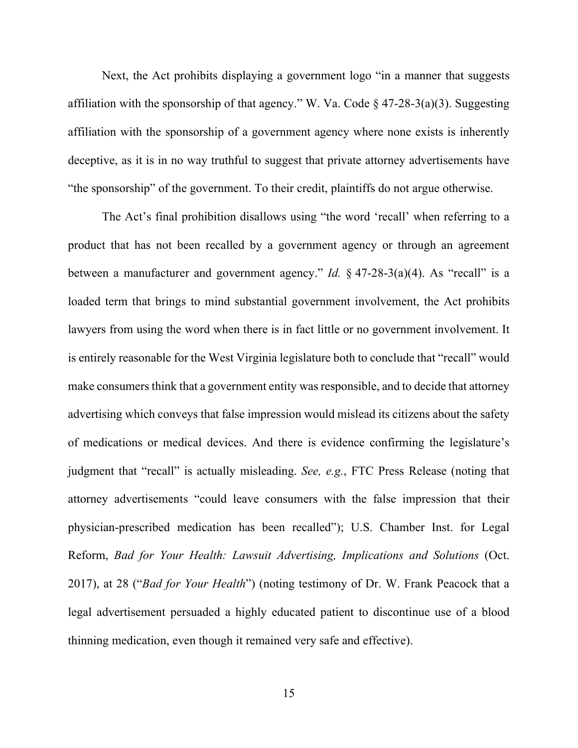Next, the Act prohibits displaying a government logo "in a manner that suggests affiliation with the sponsorship of that agency." W. Va. Code § 47-28-3(a)(3). Suggesting affiliation with the sponsorship of a government agency where none exists is inherently deceptive, as it is in no way truthful to suggest that private attorney advertisements have "the sponsorship" of the government. To their credit, plaintiffs do not argue otherwise.

The Act's final prohibition disallows using "the word 'recall' when referring to a product that has not been recalled by a government agency or through an agreement between a manufacturer and government agency." *Id.* § 47-28-3(a)(4). As "recall" is a loaded term that brings to mind substantial government involvement, the Act prohibits lawyers from using the word when there is in fact little or no government involvement. It is entirely reasonable for the West Virginia legislature both to conclude that "recall" would make consumers think that a government entity was responsible, and to decide that attorney advertising which conveys that false impression would mislead its citizens about the safety of medications or medical devices. And there is evidence confirming the legislature's judgment that "recall" is actually misleading. *See, e.g.*, FTC Press Release (noting that attorney advertisements "could leave consumers with the false impression that their physician-prescribed medication has been recalled"); U.S. Chamber Inst. for Legal Reform, *Bad for Your Health: Lawsuit Advertising, Implications and Solutions* (Oct. 2017), at 28 ("*Bad for Your Health*") (noting testimony of Dr. W. Frank Peacock that a legal advertisement persuaded a highly educated patient to discontinue use of a blood thinning medication, even though it remained very safe and effective).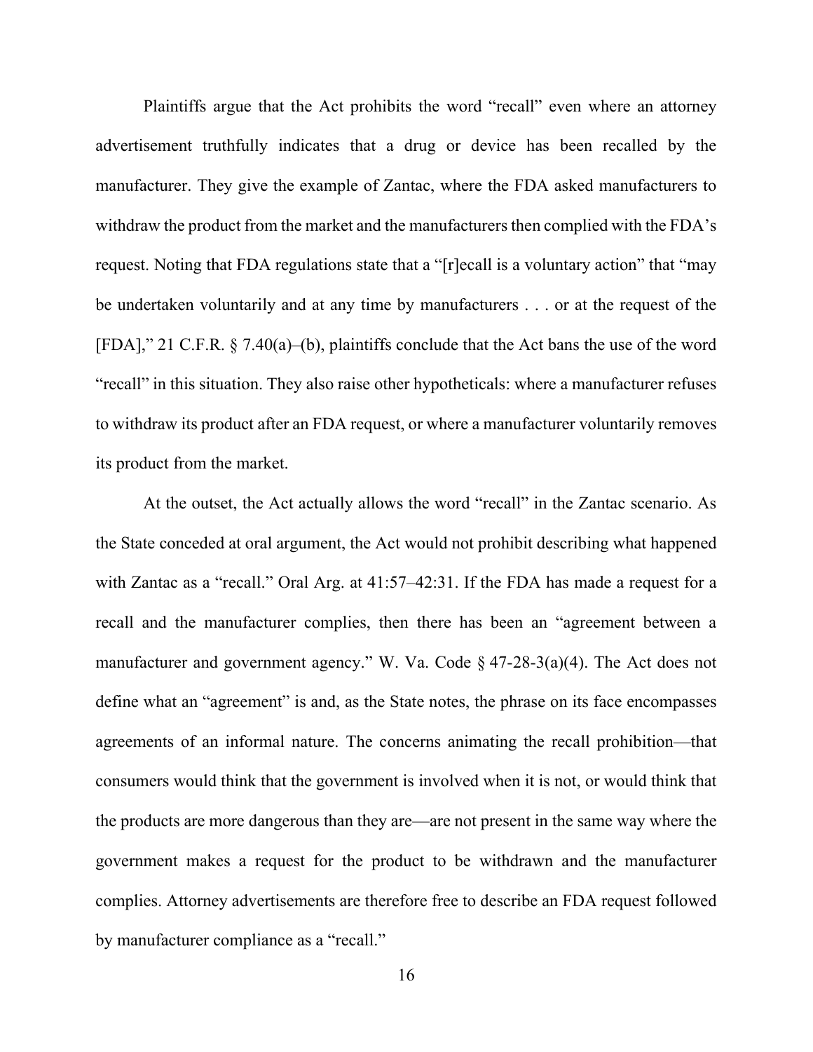Plaintiffs argue that the Act prohibits the word "recall" even where an attorney advertisement truthfully indicates that a drug or device has been recalled by the manufacturer. They give the example of Zantac, where the FDA asked manufacturers to withdraw the product from the market and the manufacturers then complied with the FDA's request. Noting that FDA regulations state that a "[r]ecall is a voluntary action" that "may be undertaken voluntarily and at any time by manufacturers . . . or at the request of the [FDA]," 21 C.F.R. § 7.40(a)–(b), plaintiffs conclude that the Act bans the use of the word "recall" in this situation. They also raise other hypotheticals: where a manufacturer refuses to withdraw its product after an FDA request, or where a manufacturer voluntarily removes its product from the market.

At the outset, the Act actually allows the word "recall" in the Zantac scenario. As the State conceded at oral argument, the Act would not prohibit describing what happened with Zantac as a "recall." Oral Arg. at 41:57–42:31. If the FDA has made a request for a recall and the manufacturer complies, then there has been an "agreement between a manufacturer and government agency." W. Va. Code § 47-28-3(a)(4). The Act does not define what an "agreement" is and, as the State notes, the phrase on its face encompasses agreements of an informal nature. The concerns animating the recall prohibition—that consumers would think that the government is involved when it is not, or would think that the products are more dangerous than they are—are not present in the same way where the government makes a request for the product to be withdrawn and the manufacturer complies. Attorney advertisements are therefore free to describe an FDA request followed by manufacturer compliance as a "recall."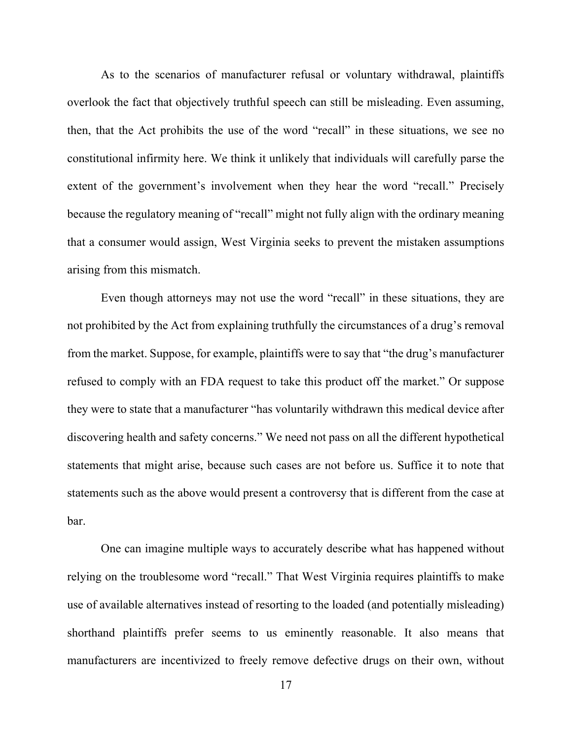As to the scenarios of manufacturer refusal or voluntary withdrawal, plaintiffs overlook the fact that objectively truthful speech can still be misleading. Even assuming, then, that the Act prohibits the use of the word "recall" in these situations, we see no constitutional infirmity here. We think it unlikely that individuals will carefully parse the extent of the government's involvement when they hear the word "recall." Precisely because the regulatory meaning of "recall" might not fully align with the ordinary meaning that a consumer would assign, West Virginia seeks to prevent the mistaken assumptions arising from this mismatch.

Even though attorneys may not use the word "recall" in these situations, they are not prohibited by the Act from explaining truthfully the circumstances of a drug's removal from the market. Suppose, for example, plaintiffs were to say that "the drug's manufacturer refused to comply with an FDA request to take this product off the market." Or suppose they were to state that a manufacturer "has voluntarily withdrawn this medical device after discovering health and safety concerns." We need not pass on all the different hypothetical statements that might arise, because such cases are not before us. Suffice it to note that statements such as the above would present a controversy that is different from the case at bar.

One can imagine multiple ways to accurately describe what has happened without relying on the troublesome word "recall." That West Virginia requires plaintiffs to make use of available alternatives instead of resorting to the loaded (and potentially misleading) shorthand plaintiffs prefer seems to us eminently reasonable. It also means that manufacturers are incentivized to freely remove defective drugs on their own, without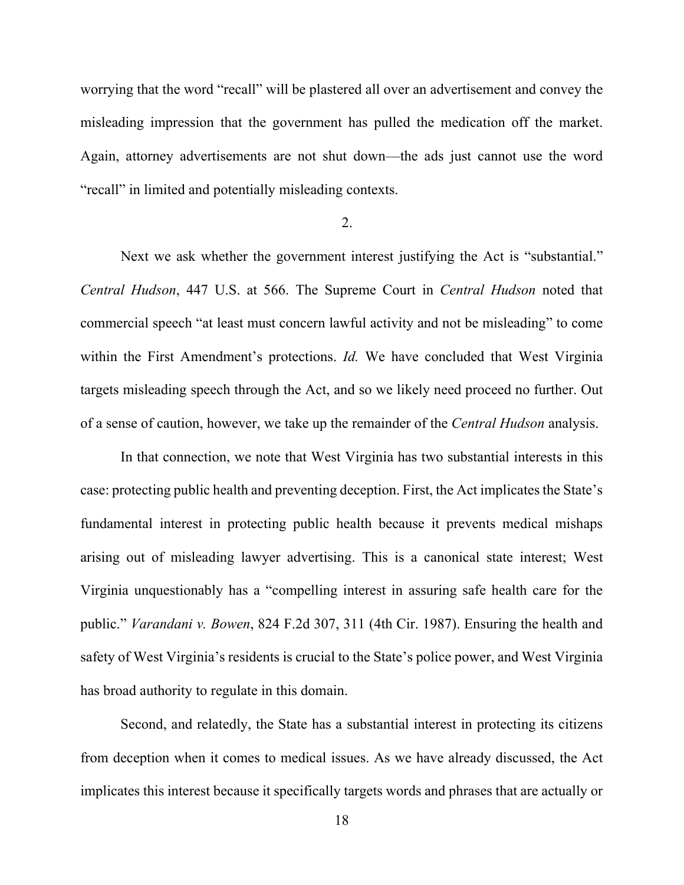worrying that the word "recall" will be plastered all over an advertisement and convey the misleading impression that the government has pulled the medication off the market. Again, attorney advertisements are not shut down—the ads just cannot use the word "recall" in limited and potentially misleading contexts.

2.

Next we ask whether the government interest justifying the Act is "substantial." *Central Hudson*, 447 U.S. at 566. The Supreme Court in *Central Hudson* noted that commercial speech "at least must concern lawful activity and not be misleading" to come within the First Amendment's protections. *Id.* We have concluded that West Virginia targets misleading speech through the Act, and so we likely need proceed no further. Out of a sense of caution, however, we take up the remainder of the *Central Hudson* analysis.

In that connection, we note that West Virginia has two substantial interests in this case: protecting public health and preventing deception. First, the Act implicates the State's fundamental interest in protecting public health because it prevents medical mishaps arising out of misleading lawyer advertising. This is a canonical state interest; West Virginia unquestionably has a "compelling interest in assuring safe health care for the public." *Varandani v. Bowen*, 824 F.2d 307, 311 (4th Cir. 1987). Ensuring the health and safety of West Virginia's residents is crucial to the State's police power, and West Virginia has broad authority to regulate in this domain.

Second, and relatedly, the State has a substantial interest in protecting its citizens from deception when it comes to medical issues. As we have already discussed, the Act implicates this interest because it specifically targets words and phrases that are actually or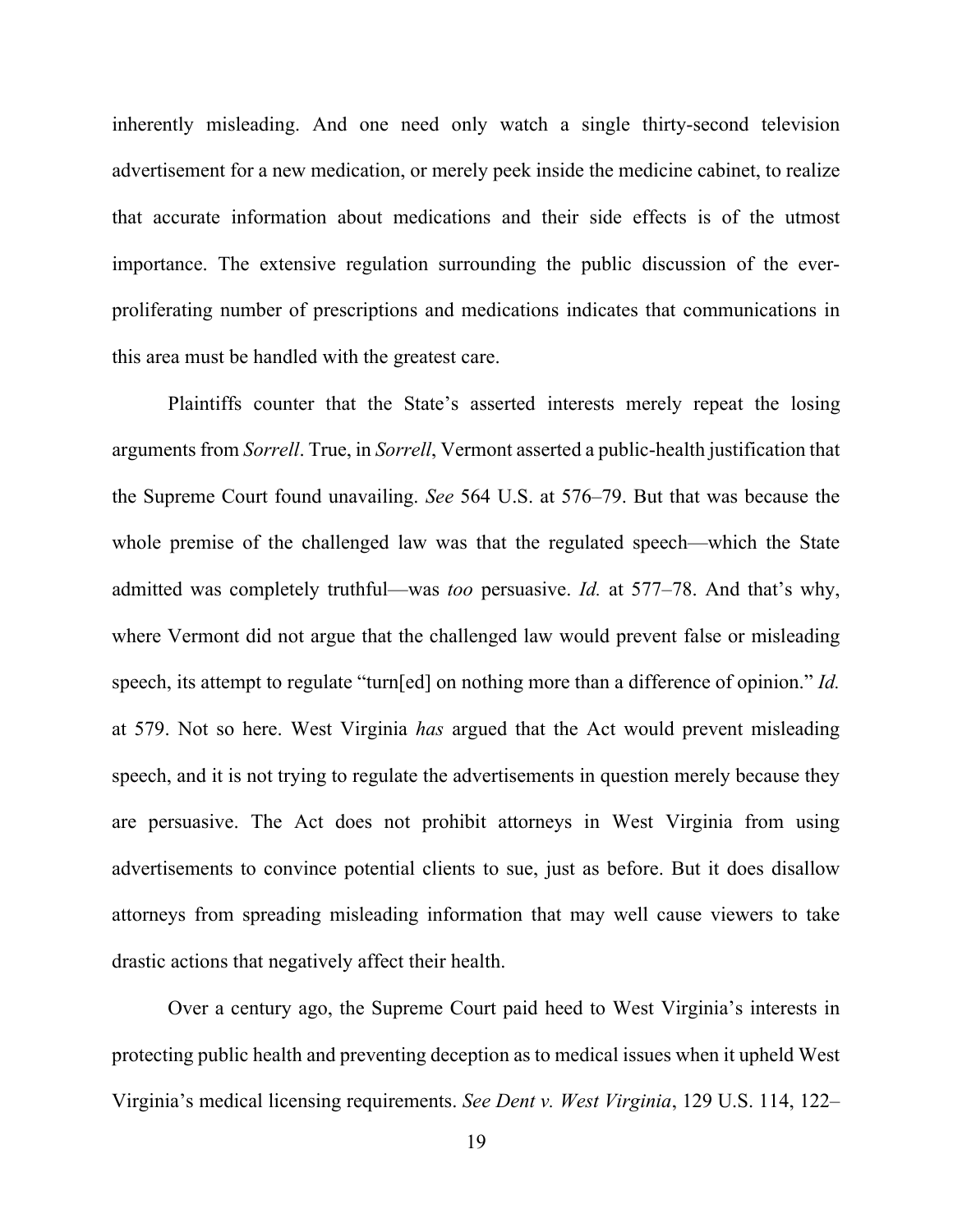inherently misleading. And one need only watch a single thirty-second television advertisement for a new medication, or merely peek inside the medicine cabinet, to realize that accurate information about medications and their side effects is of the utmost importance. The extensive regulation surrounding the public discussion of the ever-proliferating number of prescriptions and medications indicates that communications in this area must be handled with the greatest care.

Plaintiffs counter that the State's asserted interests merely repeat the losing arguments from *Sorrell*. True, in *Sorrell*, Vermont asserted a public-health justification that the Supreme Court found unavailing. *See* 564 U.S. at 576–79. But that was because the whole premise of the challenged law was that the regulated speech—which the State admitted was completely truthful—was *too* persuasive. *Id.* at 577–78. And that's why, where Vermont did not argue that the challenged law would prevent false or misleading speech, its attempt to regulate "turn[ed] on nothing more than a difference of opinion." *Id.* at 579. Not so here. West Virginia *has* argued that the Act would prevent misleading speech, and it is not trying to regulate the advertisements in question merely because they are persuasive. The Act does not prohibit attorneys in West Virginia from using advertisements to convince potential clients to sue, just as before. But it does disallow attorneys from spreading misleading information that may well cause viewers to take drastic actions that negatively affect their health.

Over a century ago, the Supreme Court paid heed to West Virginia's interests in protecting public health and preventing deception as to medical issues when it upheld West Virginia's medical licensing requirements. *See Dent v. West Virginia*, 129 U.S. 114, 122–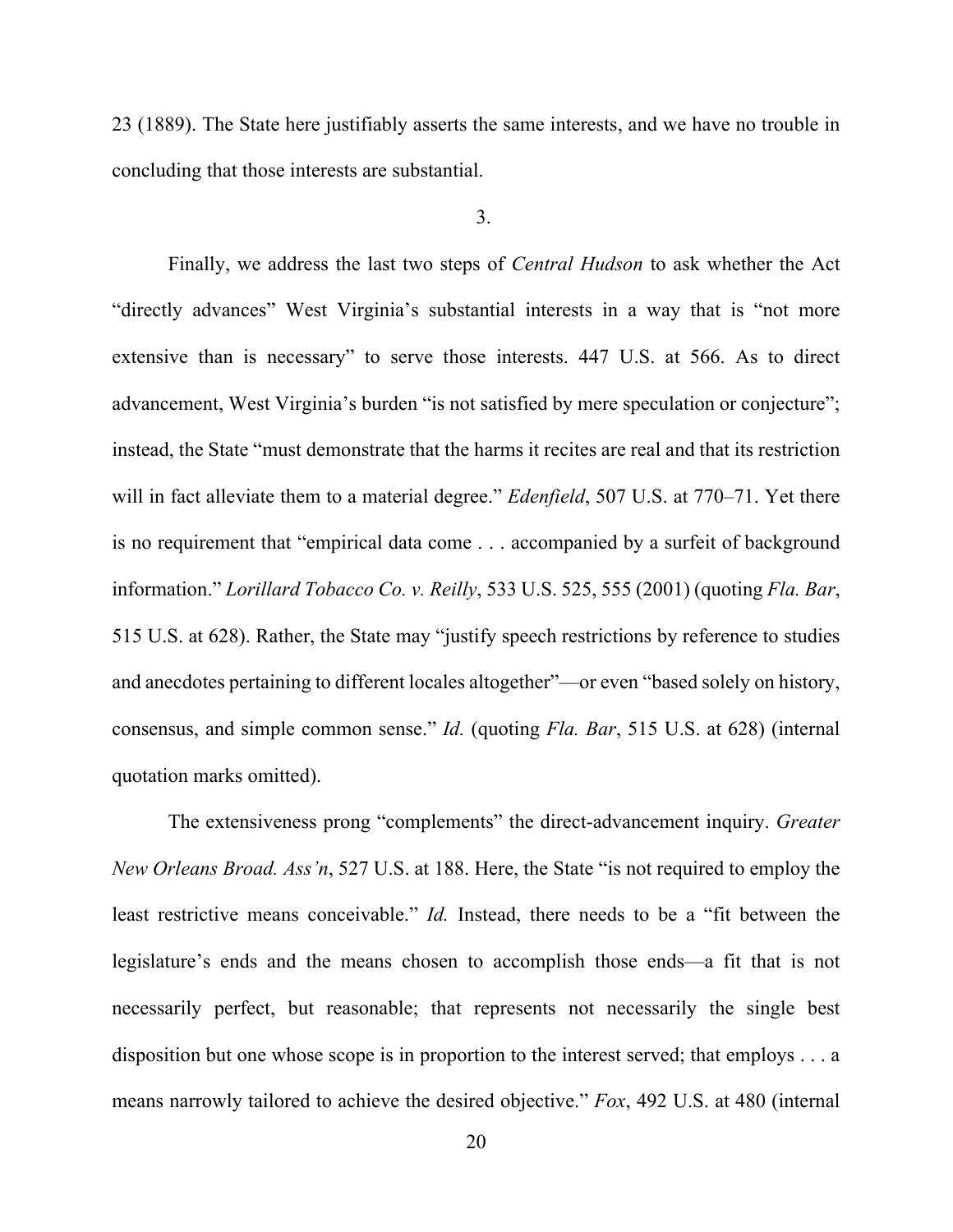23 (1889). The State here justifiably asserts the same interests, and we have no trouble in concluding that those interests are substantial.

3.

Finally, we address the last two steps of *Central Hudson* to ask whether the Act "directly advances" West Virginia's substantial interests in a way that is "not more extensive than is necessary" to serve those interests. 447 U.S. at 566. As to direct advancement, West Virginia's burden "is not satisfied by mere speculation or conjecture"; instead, the State "must demonstrate that the harms it recites are real and that its restriction will in fact alleviate them to a material degree." *Edenfield*, 507 U.S. at 770–71. Yet there is no requirement that "empirical data come . . . accompanied by a surfeit of background information." *Lorillard Tobacco Co. v. Reilly*, 533 U.S. 525, 555 (2001) (quoting *Fla. Bar*, 515 U.S. at 628). Rather, the State may "justify speech restrictions by reference to studies and anecdotes pertaining to different locales altogether"—or even "based solely on history, consensus, and simple common sense." *Id.* (quoting *Fla. Bar*, 515 U.S. at 628) (internal quotation marks omitted).

The extensiveness prong "complements" the direct-advancement inquiry. *Greater New Orleans Broad. Ass'n*, 527 U.S. at 188. Here, the State "is not required to employ the least restrictive means conceivable." *Id.* Instead, there needs to be a "fit between the legislature's ends and the means chosen to accomplish those ends—a fit that is not necessarily perfect, but reasonable; that represents not necessarily the single best disposition but one whose scope is in proportion to the interest served; that employs . . . a means narrowly tailored to achieve the desired objective." *Fox*, 492 U.S. at 480 (internal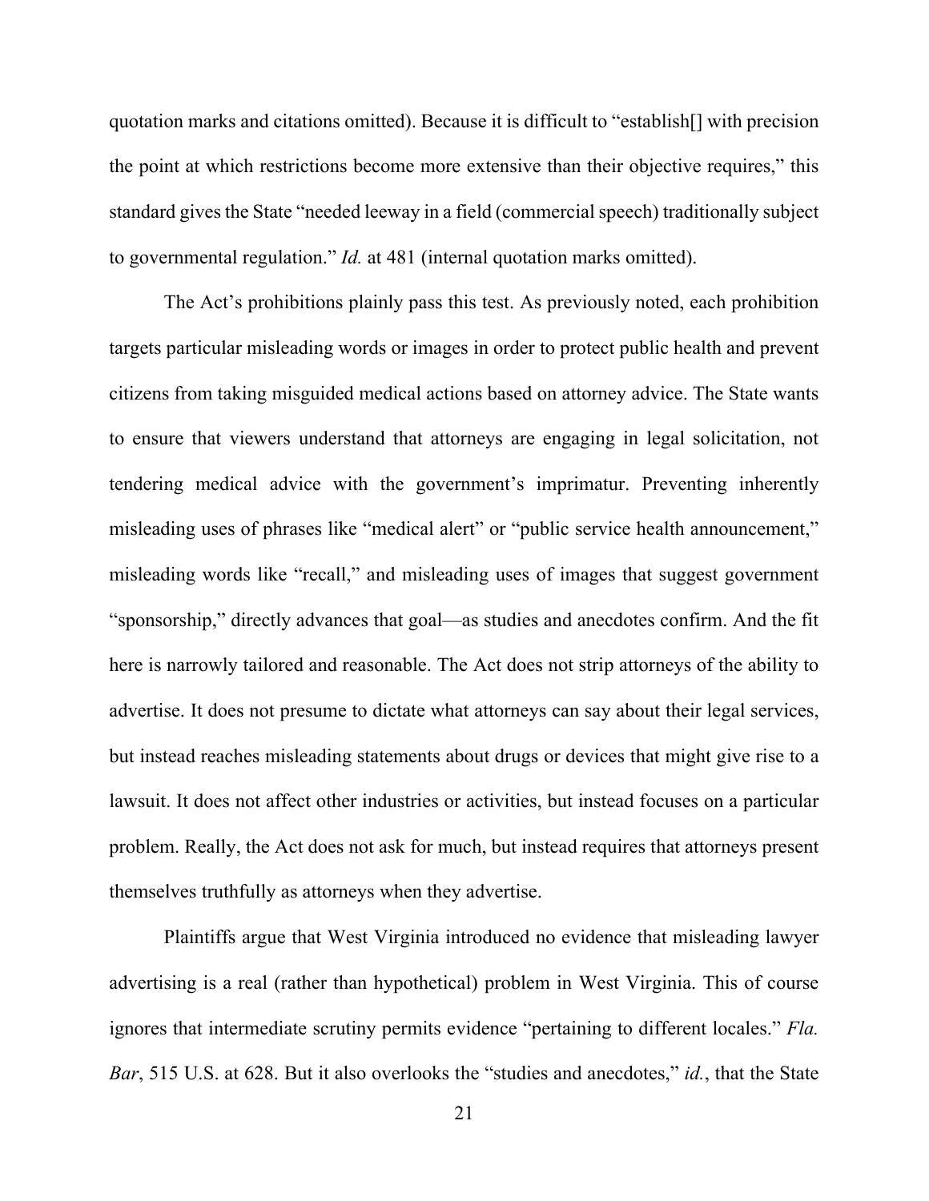quotation marks and citations omitted). Because it is difficult to "establish[] with precision the point at which restrictions become more extensive than their objective requires," this standard gives the State "needed leeway in a field (commercial speech) traditionally subject to governmental regulation." *Id.* at 481 (internal quotation marks omitted).

The Act's prohibitions plainly pass this test. As previously noted, each prohibition targets particular misleading words or images in order to protect public health and prevent citizens from taking misguided medical actions based on attorney advice. The State wants to ensure that viewers understand that attorneys are engaging in legal solicitation, not tendering medical advice with the government's imprimatur. Preventing inherently misleading uses of phrases like "medical alert" or "public service health announcement," misleading words like "recall," and misleading uses of images that suggest government "sponsorship," directly advances that goal—as studies and anecdotes confirm. And the fit here is narrowly tailored and reasonable. The Act does not strip attorneys of the ability to advertise. It does not presume to dictate what attorneys can say about their legal services, but instead reaches misleading statements about drugs or devices that might give rise to a lawsuit. It does not affect other industries or activities, but instead focuses on a particular problem. Really, the Act does not ask for much, but instead requires that attorneys present themselves truthfully as attorneys when they advertise.

Plaintiffs argue that West Virginia introduced no evidence that misleading lawyer advertising is a real (rather than hypothetical) problem in West Virginia. This of course ignores that intermediate scrutiny permits evidence "pertaining to different locales." *Fla. Bar*, 515 U.S. at 628. But it also overlooks the "studies and anecdotes," *id.*, that the State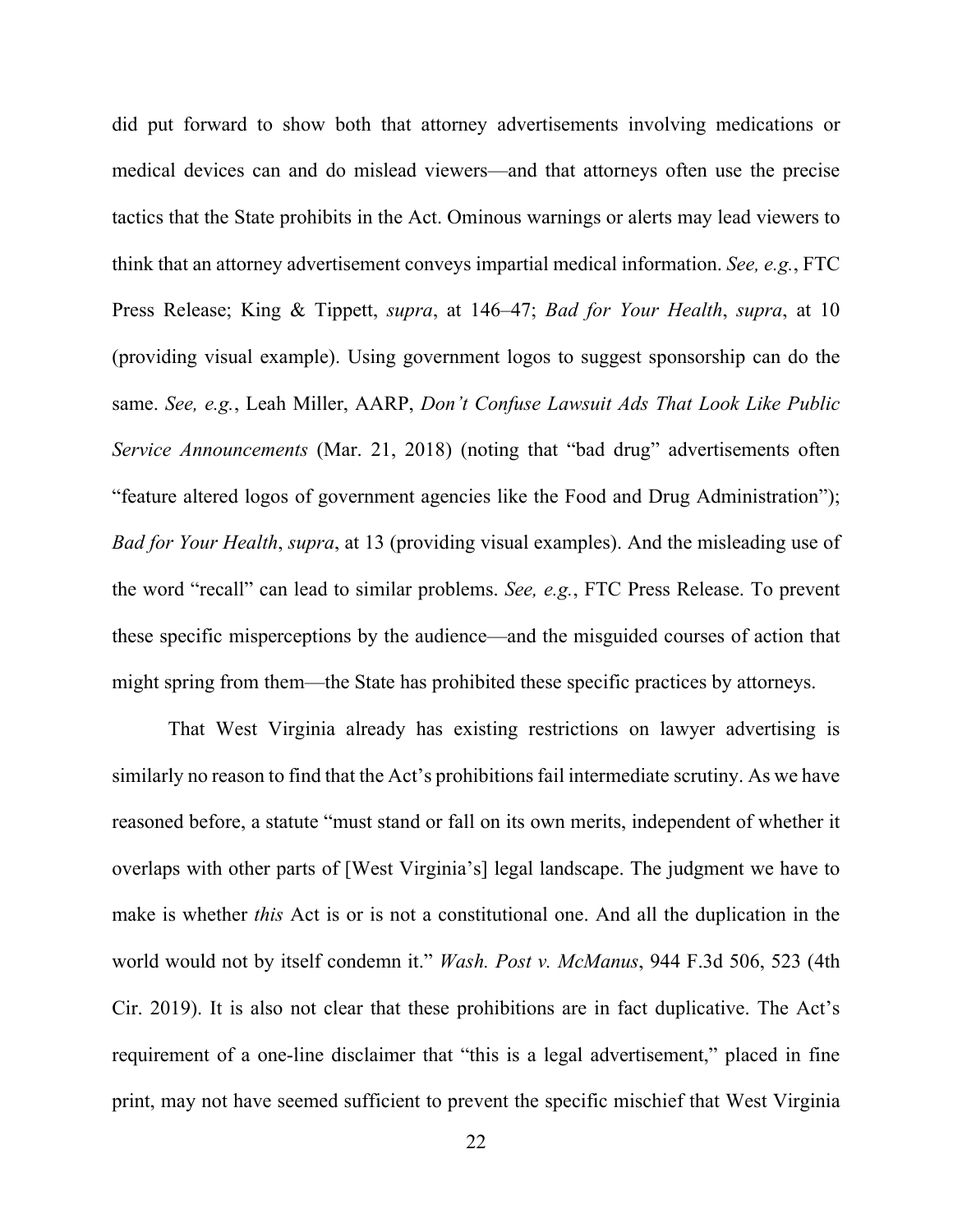did put forward to show both that attorney advertisements involving medications or medical devices can and do mislead viewers—and that attorneys often use the precise tactics that the State prohibits in the Act. Ominous warnings or alerts may lead viewers to think that an attorney advertisement conveys impartial medical information. *See, e.g.*, FTC Press Release; King & Tippett, *supra*, at 146–47; *Bad for Your Health*, *supra*, at 10 (providing visual example). Using government logos to suggest sponsorship can do the same. *See, e.g.*, Leah Miller, AARP, *Don't Confuse Lawsuit Ads That Look Like Public Service Announcements* (Mar. 21, 2018) (noting that "bad drug" advertisements often "feature altered logos of government agencies like the Food and Drug Administration"); *Bad for Your Health*, *supra*, at 13 (providing visual examples). And the misleading use of the word "recall" can lead to similar problems. *See, e.g.*, FTC Press Release. To prevent these specific misperceptions by the audience—and the misguided courses of action that might spring from them—the State has prohibited these specific practices by attorneys.

That West Virginia already has existing restrictions on lawyer advertising is similarly no reason to find that the Act's prohibitions fail intermediate scrutiny. As we have reasoned before, a statute "must stand or fall on its own merits, independent of whether it overlaps with other parts of [West Virginia's] legal landscape. The judgment we have to make is whether *this* Act is or is not a constitutional one. And all the duplication in the world would not by itself condemn it." *Wash. Post v. McManus*, 944 F.3d 506, 523 (4th Cir. 2019). It is also not clear that these prohibitions are in fact duplicative. The Act's requirement of a one-line disclaimer that "this is a legal advertisement," placed in fine print, may not have seemed sufficient to prevent the specific mischief that West Virginia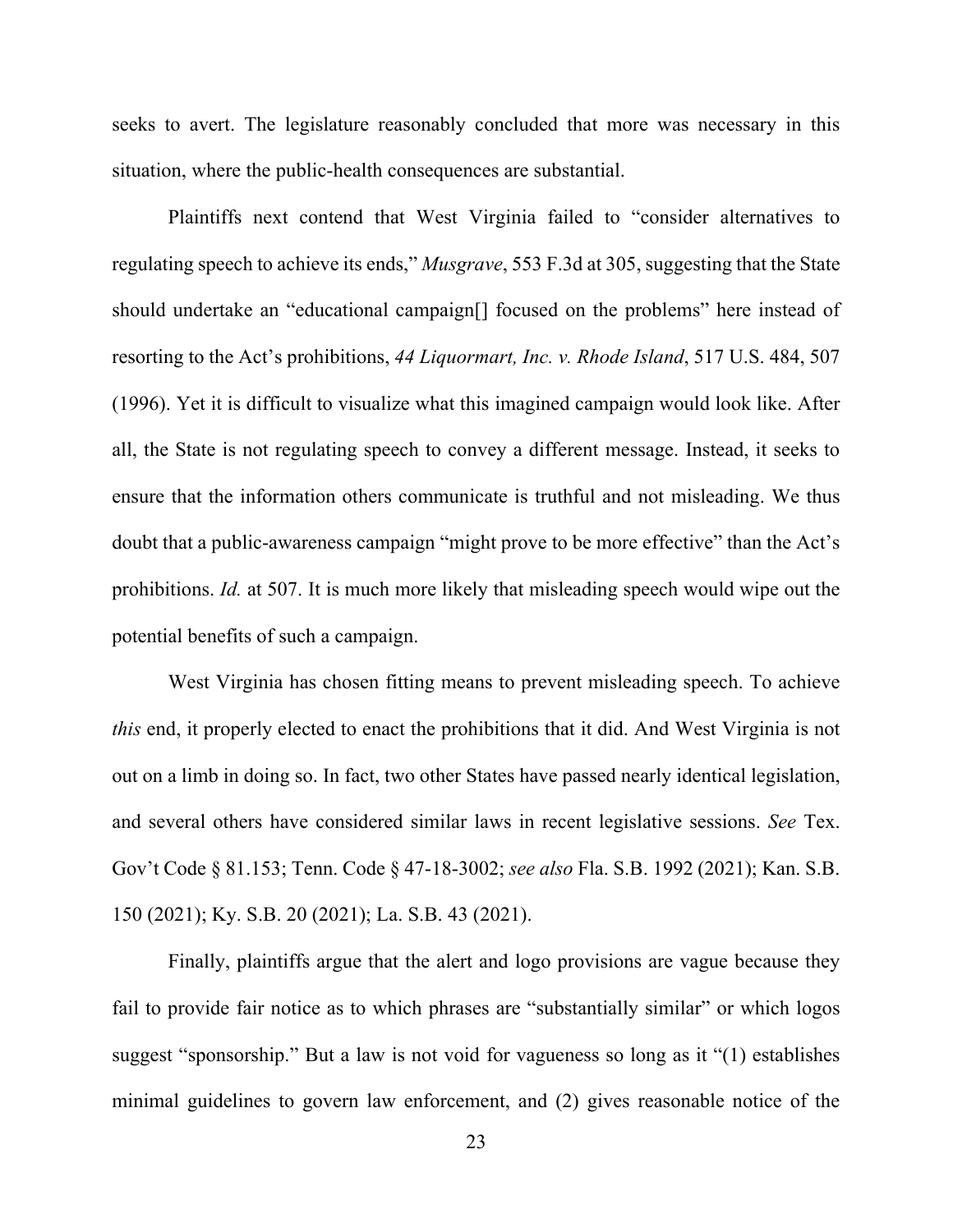seeks to avert. The legislature reasonably concluded that more was necessary in this situation, where the public-health consequences are substantial.

Plaintiffs next contend that West Virginia failed to "consider alternatives to regulating speech to achieve its ends," *Musgrave*, 553 F.3d at 305, suggesting that the State should undertake an "educational campaign[] focused on the problems" here instead of resorting to the Act's prohibitions, *44 Liquormart, Inc. v. Rhode Island*, 517 U.S. 484, 507 (1996). Yet it is difficult to visualize what this imagined campaign would look like. After all, the State is not regulating speech to convey a different message. Instead, it seeks to ensure that the information others communicate is truthful and not misleading. We thus doubt that a public-awareness campaign "might prove to be more effective" than the Act's prohibitions. *Id.* at 507. It is much more likely that misleading speech would wipe out the potential benefits of such a campaign.

West Virginia has chosen fitting means to prevent misleading speech. To achieve *this* end, it properly elected to enact the prohibitions that it did. And West Virginia is not out on a limb in doing so. In fact, two other States have passed nearly identical legislation, and several others have considered similar laws in recent legislative sessions. *See* Tex. Gov't Code § 81.153; Tenn. Code § 47-18-3002; *see also* Fla. S.B. 1992 (2021); Kan. S.B. 150 (2021); Ky. S.B. 20 (2021); La. S.B. 43 (2021).

Finally, plaintiffs argue that the alert and logo provisions are vague because they fail to provide fair notice as to which phrases are "substantially similar" or which logos suggest "sponsorship." But a law is not void for vagueness so long as it "(1) establishes minimal guidelines to govern law enforcement, and (2) gives reasonable notice of the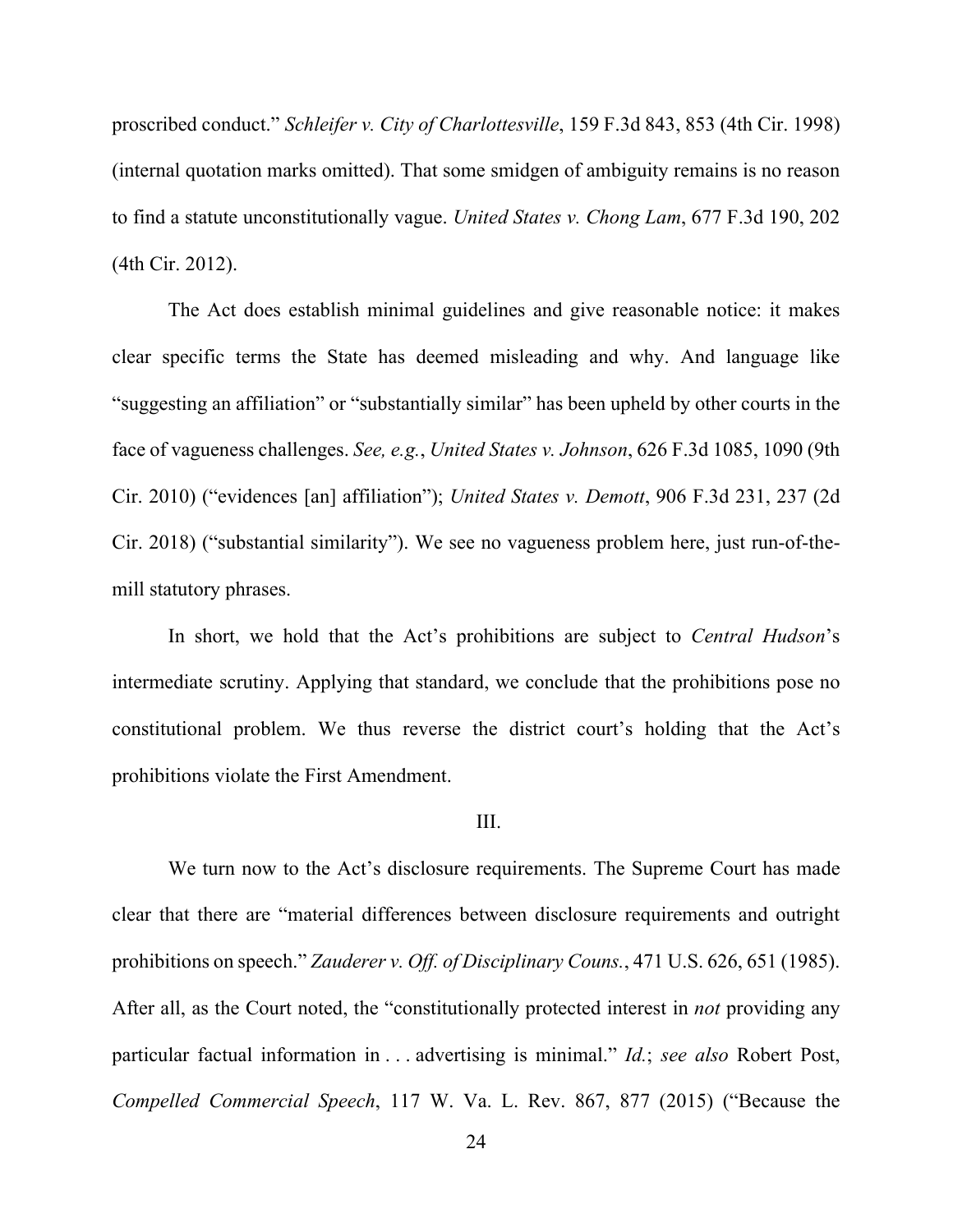proscribed conduct." *Schleifer v. City of Charlottesville*, 159 F.3d 843, 853 (4th Cir. 1998) (internal quotation marks omitted). That some smidgen of ambiguity remains is no reason to find a statute unconstitutionally vague. *United States v. Chong Lam*, 677 F.3d 190, 202 (4th Cir. 2012).

The Act does establish minimal guidelines and give reasonable notice: it makes clear specific terms the State has deemed misleading and why. And language like "suggesting an affiliation" or "substantially similar" has been upheld by other courts in the face of vagueness challenges. *See, e.g.*, *United States v. Johnson*, 626 F.3d 1085, 1090 (9th Cir. 2010) ("evidences [an] affiliation"); *United States v. Demott*, 906 F.3d 231, 237 (2d Cir. 2018) ("substantial similarity"). We see no vagueness problem here, just run-of-the-mill statutory phrases.

In short, we hold that the Act's prohibitions are subject to *Central Hudson*'s intermediate scrutiny. Applying that standard, we conclude that the prohibitions pose no constitutional problem. We thus reverse the district court's holding that the Act's prohibitions violate the First Amendment.

## III.

We turn now to the Act's disclosure requirements. The Supreme Court has made clear that there are "material differences between disclosure requirements and outright prohibitions on speech." *Zauderer v. Off. of Disciplinary Couns.*, 471 U.S. 626, 651 (1985). After all, as the Court noted, the "constitutionally protected interest in *not* providing any particular factual information in . . . advertising is minimal." *Id.*; *see also* Robert Post, *Compelled Commercial Speech*, 117 W. Va. L. Rev. 867, 877 (2015) ("Because the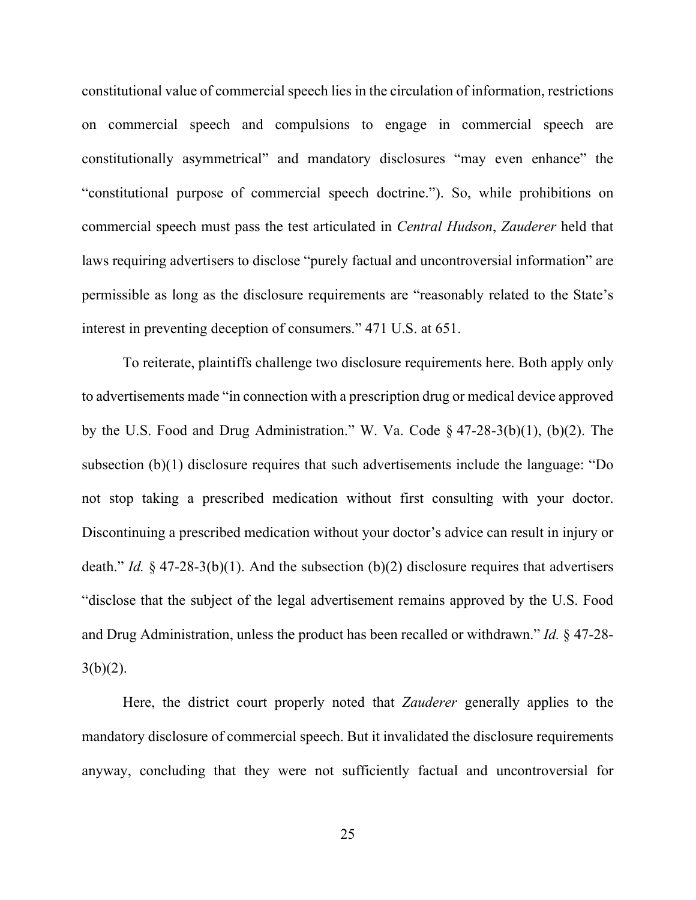constitutional value of commercial speech lies in the circulation of information, restrictions on commercial speech and compulsions to engage in commercial speech are constitutionally asymmetrical" and mandatory disclosures "may even enhance" the "constitutional purpose of commercial speech doctrine."). So, while prohibitions on commercial speech must pass the test articulated in *Central Hudson*, *Zauderer* held that laws requiring advertisers to disclose "purely factual and uncontroversial information" are permissible as long as the disclosure requirements are "reasonably related to the State's interest in preventing deception of consumers." 471 U.S. at 651.

To reiterate, plaintiffs challenge two disclosure requirements here. Both apply only to advertisements made "in connection with a prescription drug or medical device approved by the U.S. Food and Drug Administration." W. Va. Code § 47-28-3(b)(1), (b)(2). The subsection (b)(1) disclosure requires that such advertisements include the language: "Do not stop taking a prescribed medication without first consulting with your doctor. Discontinuing a prescribed medication without your doctor's advice can result in injury or death." *Id.* § 47-28-3(b)(1). And the subsection (b)(2) disclosure requires that advertisers "disclose that the subject of the legal advertisement remains approved by the U.S. Food and Drug Administration, unless the product has been recalled or withdrawn." *Id.* § 47-28-3(b)(2).

Here, the district court properly noted that *Zauderer* generally applies to the mandatory disclosure of commercial speech. But it invalidated the disclosure requirements anyway, concluding that they were not sufficiently factual and uncontroversial for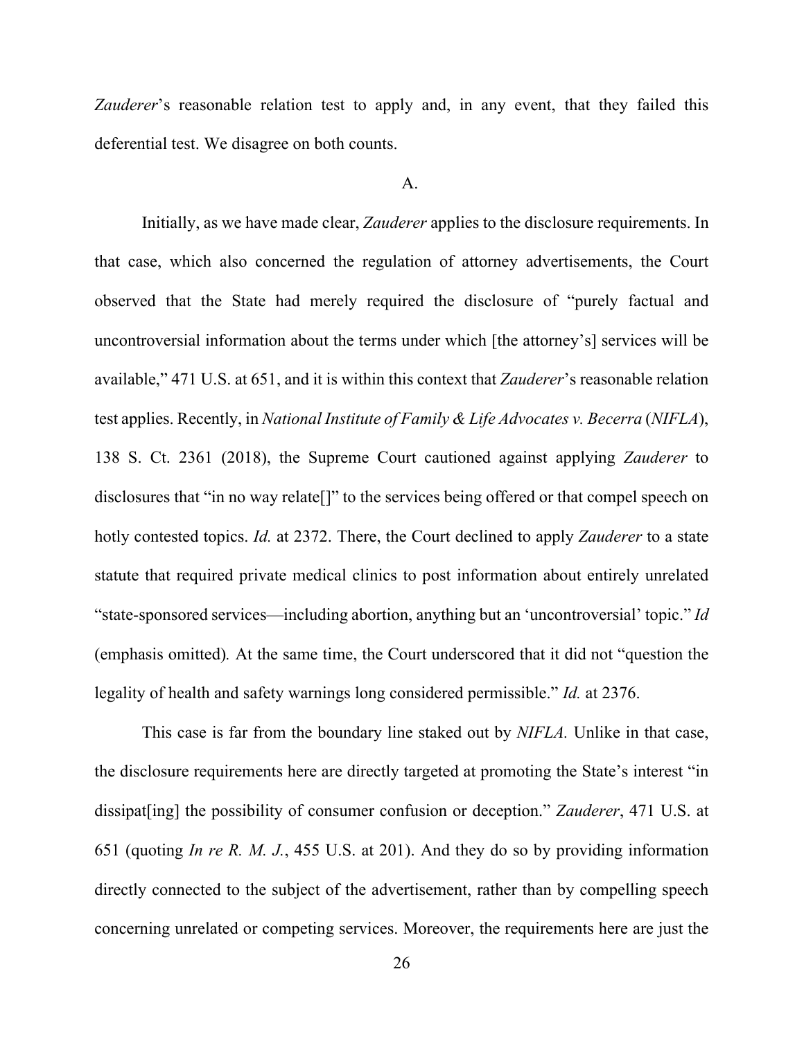*Zauderer*'s reasonable relation test to apply and, in any event, that they failed this deferential test. We disagree on both counts.

A.

Initially, as we have made clear, *Zauderer* applies to the disclosure requirements. In that case, which also concerned the regulation of attorney advertisements, the Court observed that the State had merely required the disclosure of "purely factual and uncontroversial information about the terms under which [the attorney's] services will be available," 471 U.S. at 651, and it is within this context that *Zauderer*'s reasonable relation test applies. Recently, in *National Institute of Family & Life Advocates v. Becerra* (*NIFLA*), 138 S. Ct. 2361 (2018), the Supreme Court cautioned against applying *Zauderer* to disclosures that "in no way relate[]" to the services being offered or that compel speech on hotly contested topics. *Id.* at 2372. There, the Court declined to apply *Zauderer* to a state statute that required private medical clinics to post information about entirely unrelated "state-sponsored services—including abortion, anything but an 'uncontroversial' topic." *Id* (emphasis omitted)*.* At the same time, the Court underscored that it did not "question the legality of health and safety warnings long considered permissible." *Id.* at 2376.

This case is far from the boundary line staked out by *NIFLA*. Unlike in that case, the disclosure requirements here are directly targeted at promoting the State's interest "in dissipat[ing] the possibility of consumer confusion or deception." *Zauderer*, 471 U.S. at 651 (quoting *In re R. M. J.*, 455 U.S. at 201). And they do so by providing information directly connected to the subject of the advertisement, rather than by compelling speech concerning unrelated or competing services. Moreover, the requirements here are just the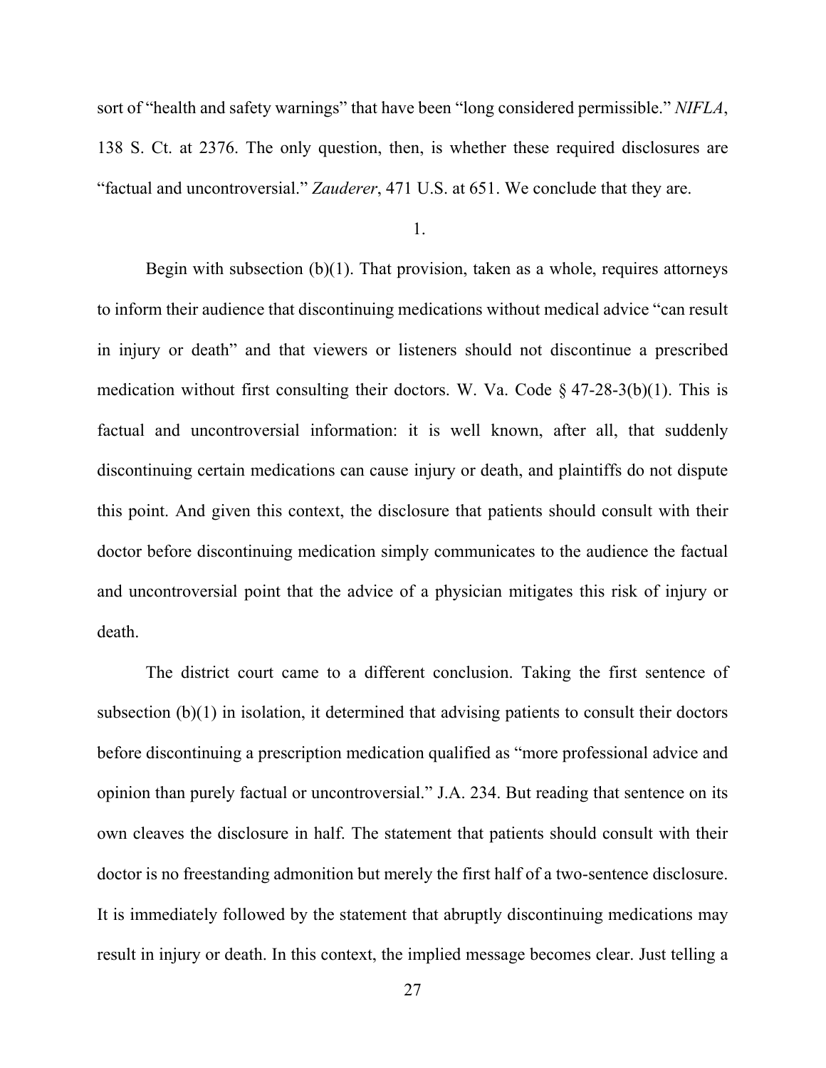sort of "health and safety warnings" that have been "long considered permissible." *NIFLA*, 138 S. Ct. at 2376. The only question, then, is whether these required disclosures are "factual and uncontroversial." *Zauderer*, 471 U.S. at 651. We conclude that they are.

1.

Begin with subsection (b)(1). That provision, taken as a whole, requires attorneys to inform their audience that discontinuing medications without medical advice "can result in injury or death" and that viewers or listeners should not discontinue a prescribed medication without first consulting their doctors. W. Va. Code § 47-28-3(b)(1). This is factual and uncontroversial information: it is well known, after all, that suddenly discontinuing certain medications can cause injury or death, and plaintiffs do not dispute this point. And given this context, the disclosure that patients should consult with their doctor before discontinuing medication simply communicates to the audience the factual and uncontroversial point that the advice of a physician mitigates this risk of injury or death.

The district court came to a different conclusion. Taking the first sentence of subsection (b)(1) in isolation, it determined that advising patients to consult their doctors before discontinuing a prescription medication qualified as "more professional advice and opinion than purely factual or uncontroversial." J.A. 234. But reading that sentence on its own cleaves the disclosure in half. The statement that patients should consult with their doctor is no freestanding admonition but merely the first half of a two-sentence disclosure. It is immediately followed by the statement that abruptly discontinuing medications may result in injury or death. In this context, the implied message becomes clear. Just telling a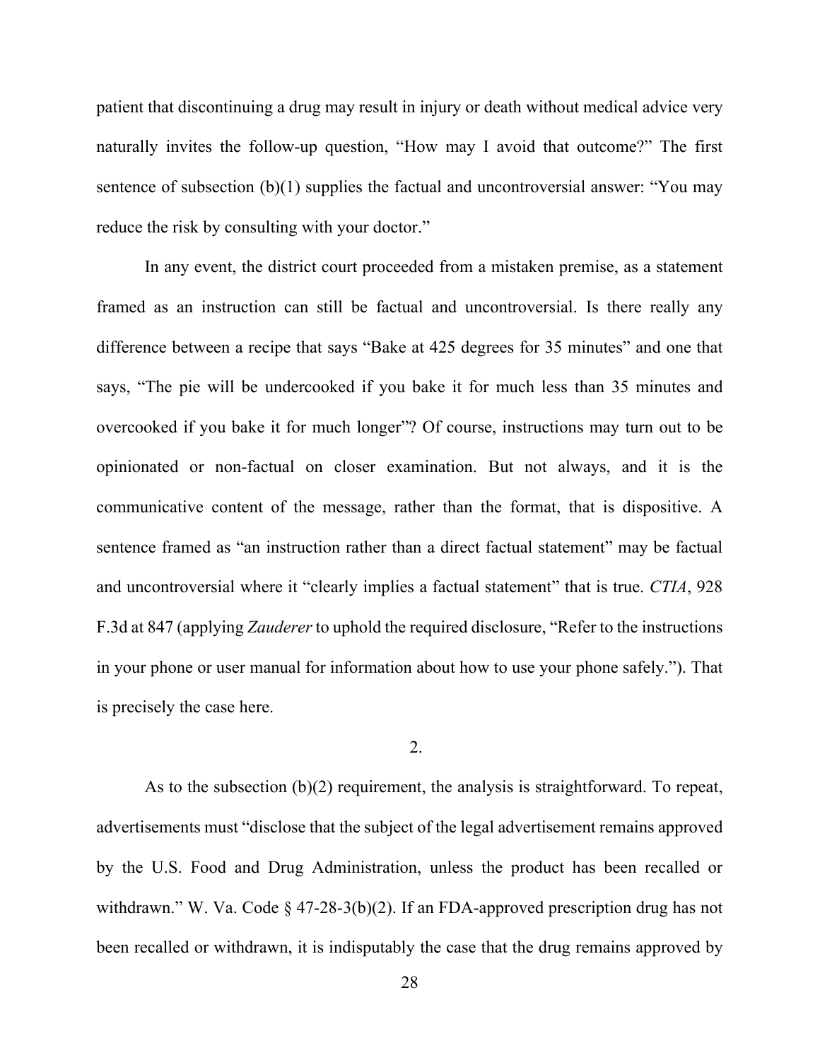patient that discontinuing a drug may result in injury or death without medical advice very naturally invites the follow-up question, "How may I avoid that outcome?" The first sentence of subsection (b)(1) supplies the factual and uncontroversial answer: "You may reduce the risk by consulting with your doctor."

In any event, the district court proceeded from a mistaken premise, as a statement framed as an instruction can still be factual and uncontroversial. Is there really any difference between a recipe that says "Bake at 425 degrees for 35 minutes" and one that says, "The pie will be undercooked if you bake it for much less than 35 minutes and overcooked if you bake it for much longer"? Of course, instructions may turn out to be opinionated or non-factual on closer examination. But not always, and it is the communicative content of the message, rather than the format, that is dispositive. A sentence framed as "an instruction rather than a direct factual statement" may be factual and uncontroversial where it "clearly implies a factual statement" that is true. *CTIA*, 928 F.3d at 847 (applying *Zauderer* to uphold the required disclosure, "Refer to the instructions in your phone or user manual for information about how to use your phone safely."). That is precisely the case here.

2.

As to the subsection (b)(2) requirement, the analysis is straightforward. To repeat, advertisements must "disclose that the subject of the legal advertisement remains approved by the U.S. Food and Drug Administration, unless the product has been recalled or withdrawn." W. Va. Code § 47-28-3(b)(2). If an FDA-approved prescription drug has not been recalled or withdrawn, it is indisputably the case that the drug remains approved by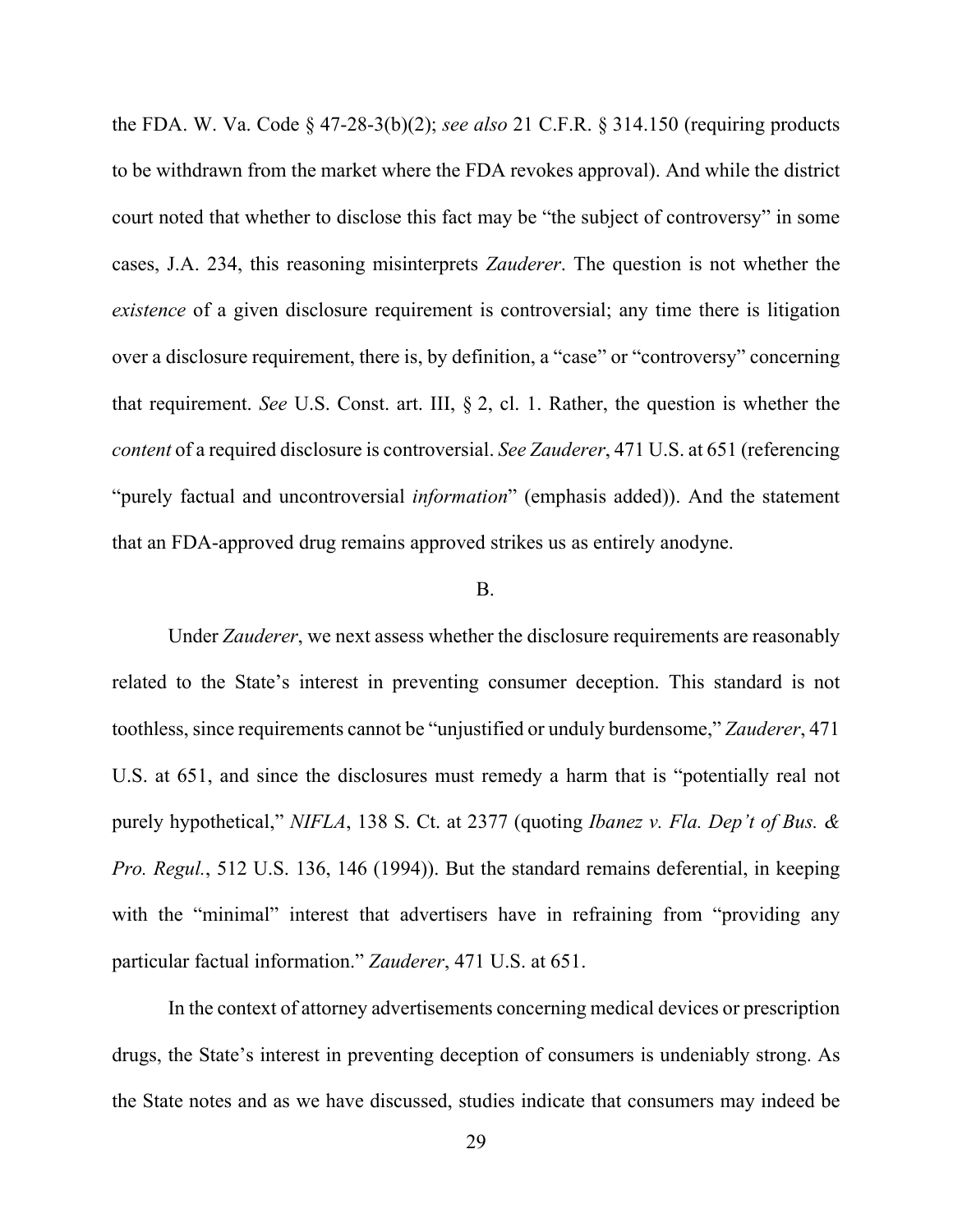the FDA. W. Va. Code § 47-28-3(b)(2); *see also* 21 C.F.R. § 314.150 (requiring products to be withdrawn from the market where the FDA revokes approval). And while the district court noted that whether to disclose this fact may be "the subject of controversy" in some cases, J.A. 234, this reasoning misinterprets *Zauderer*. The question is not whether the *existence* of a given disclosure requirement is controversial; any time there is litigation over a disclosure requirement, there is, by definition, a "case" or "controversy" concerning that requirement. *See* U.S. Const. art. III, § 2, cl. 1. Rather, the question is whether the *content* of a required disclosure is controversial. *See Zauderer*, 471 U.S. at 651 (referencing "purely factual and uncontroversial *information*" (emphasis added)). And the statement that an FDA-approved drug remains approved strikes us as entirely anodyne.

B.

Under *Zauderer*, we next assess whether the disclosure requirements are reasonably related to the State's interest in preventing consumer deception. This standard is not toothless, since requirements cannot be "unjustified or unduly burdensome," *Zauderer*, 471 U.S. at 651, and since the disclosures must remedy a harm that is "potentially real not purely hypothetical," *NIFLA*, 138 S. Ct. at 2377 (quoting *Ibanez v. Fla. Dep't of Bus. & Pro. Regul.*, 512 U.S. 136, 146 (1994)). But the standard remains deferential, in keeping with the "minimal" interest that advertisers have in refraining from "providing any particular factual information." *Zauderer*, 471 U.S. at 651.

In the context of attorney advertisements concerning medical devices or prescription drugs, the State's interest in preventing deception of consumers is undeniably strong. As the State notes and as we have discussed, studies indicate that consumers may indeed be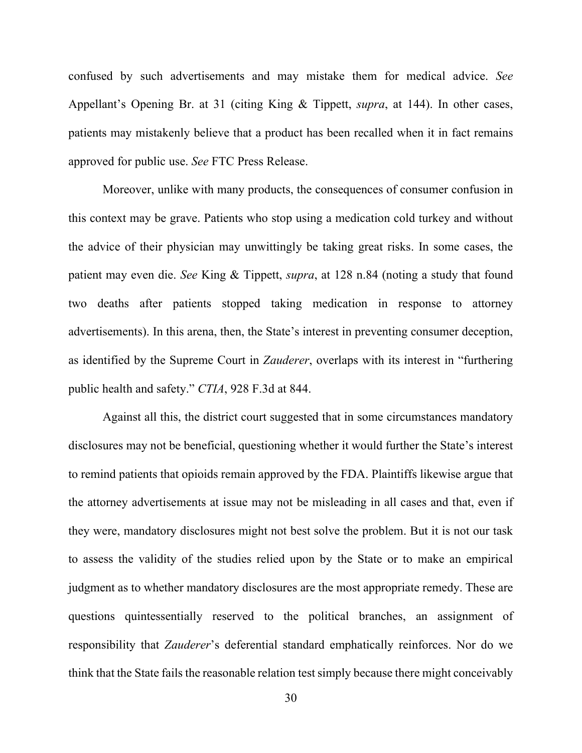confused by such advertisements and may mistake them for medical advice. *See* Appellant's Opening Br. at 31 (citing King & Tippett, *supra*, at 144). In other cases, patients may mistakenly believe that a product has been recalled when it in fact remains approved for public use. *See* FTC Press Release.

Moreover, unlike with many products, the consequences of consumer confusion in this context may be grave. Patients who stop using a medication cold turkey and without the advice of their physician may unwittingly be taking great risks. In some cases, the patient may even die. *See* King & Tippett, *supra*, at 128 n.84 (noting a study that found two deaths after patients stopped taking medication in response to attorney advertisements). In this arena, then, the State's interest in preventing consumer deception, as identified by the Supreme Court in *Zauderer*, overlaps with its interest in "furthering public health and safety." *CTIA*, 928 F.3d at 844.

Against all this, the district court suggested that in some circumstances mandatory disclosures may not be beneficial, questioning whether it would further the State's interest to remind patients that opioids remain approved by the FDA. Plaintiffs likewise argue that the attorney advertisements at issue may not be misleading in all cases and that, even if they were, mandatory disclosures might not best solve the problem. But it is not our task to assess the validity of the studies relied upon by the State or to make an empirical judgment as to whether mandatory disclosures are the most appropriate remedy. These are questions quintessentially reserved to the political branches, an assignment of responsibility that *Zauderer*'s deferential standard emphatically reinforces. Nor do we think that the State fails the reasonable relation test simply because there might conceivably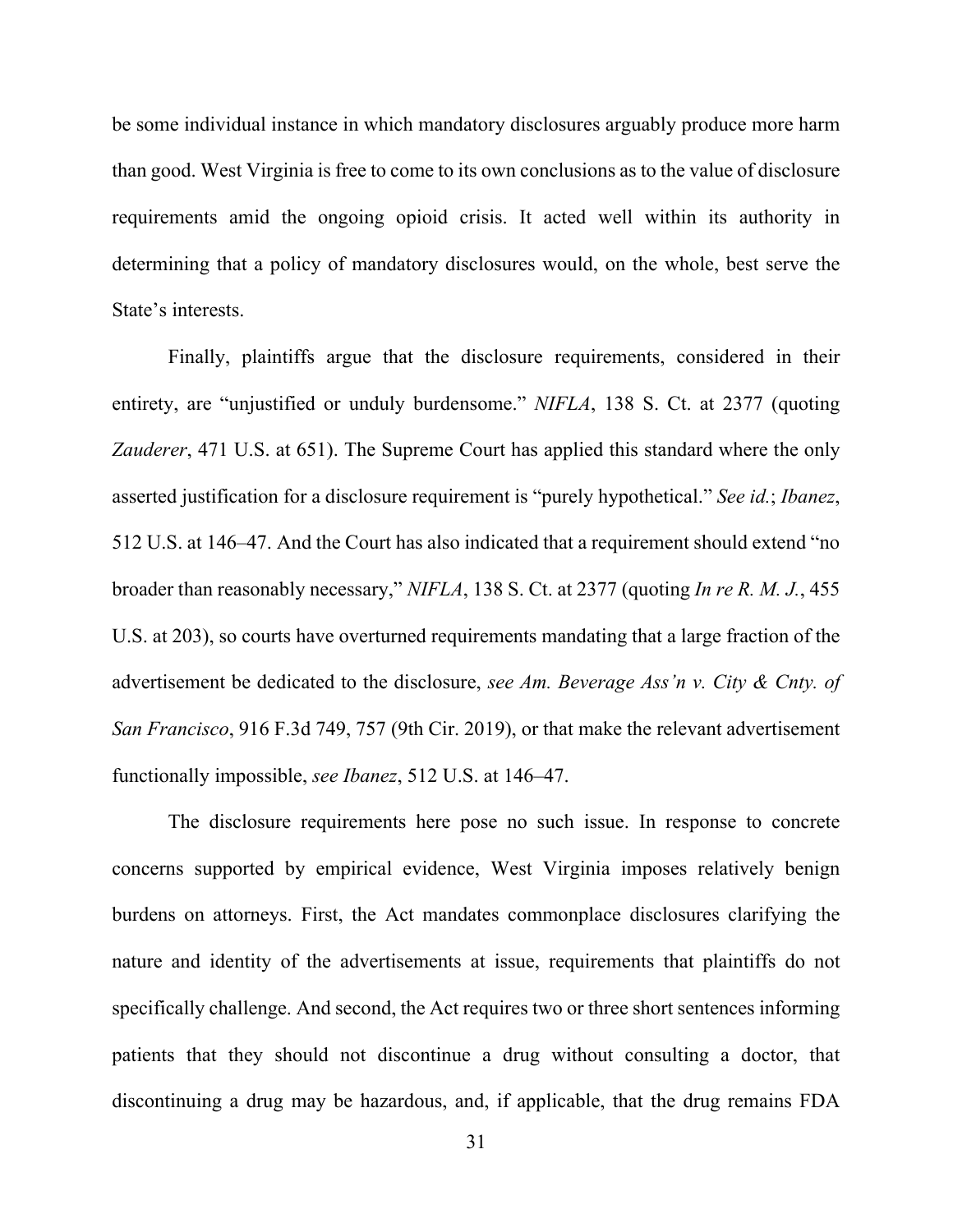be some individual instance in which mandatory disclosures arguably produce more harm than good. West Virginia is free to come to its own conclusions as to the value of disclosure requirements amid the ongoing opioid crisis. It acted well within its authority in determining that a policy of mandatory disclosures would, on the whole, best serve the State's interests.

Finally, plaintiffs argue that the disclosure requirements, considered in their entirety, are "unjustified or unduly burdensome." *NIFLA*, 138 S. Ct. at 2377 (quoting *Zauderer*, 471 U.S. at 651). The Supreme Court has applied this standard where the only asserted justification for a disclosure requirement is "purely hypothetical." *See id.*; *Ibanez*, 512 U.S. at 146–47. And the Court has also indicated that a requirement should extend "no broader than reasonably necessary," *NIFLA*, 138 S. Ct. at 2377 (quoting *In re R. M. J.*, 455 U.S. at 203), so courts have overturned requirements mandating that a large fraction of the advertisement be dedicated to the disclosure, *see Am. Beverage Ass'n v. City & Cnty. of San Francisco*, 916 F.3d 749, 757 (9th Cir. 2019), or that make the relevant advertisement functionally impossible, *see Ibanez*, 512 U.S. at 146–47.

The disclosure requirements here pose no such issue. In response to concrete concerns supported by empirical evidence, West Virginia imposes relatively benign burdens on attorneys. First, the Act mandates commonplace disclosures clarifying the nature and identity of the advertisements at issue, requirements that plaintiffs do not specifically challenge. And second, the Act requires two or three short sentences informing patients that they should not discontinue a drug without consulting a doctor, that discontinuing a drug may be hazardous, and, if applicable, that the drug remains FDA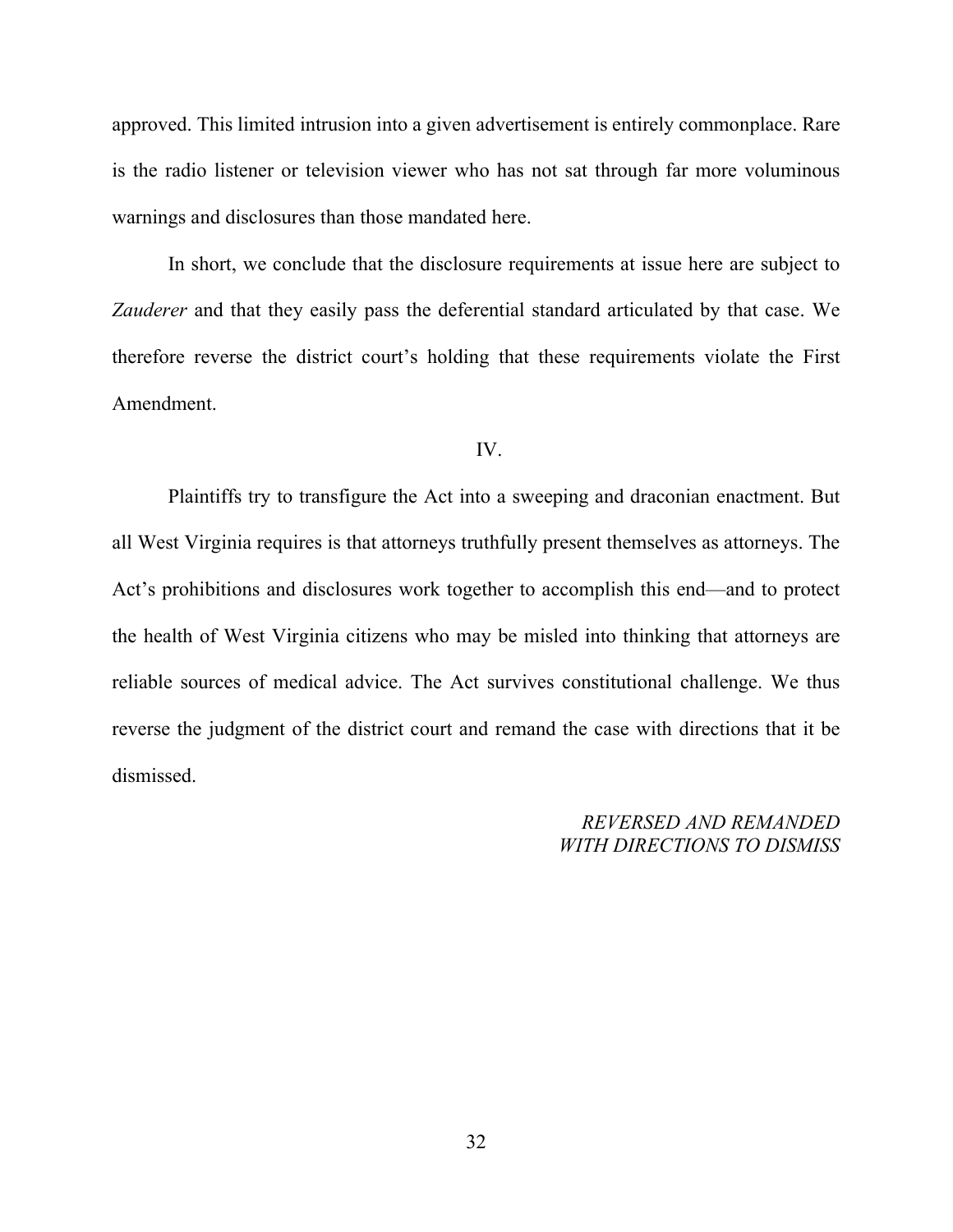approved. This limited intrusion into a given advertisement is entirely commonplace. Rare is the radio listener or television viewer who has not sat through far more voluminous warnings and disclosures than those mandated here.

In short, we conclude that the disclosure requirements at issue here are subject to *Zauderer* and that they easily pass the deferential standard articulated by that case. We therefore reverse the district court's holding that these requirements violate the First Amendment.

## IV.

Plaintiffs try to transfigure the Act into a sweeping and draconian enactment. But all West Virginia requires is that attorneys truthfully present themselves as attorneys. The Act's prohibitions and disclosures work together to accomplish this end—and to protect the health of West Virginia citizens who may be misled into thinking that attorneys are reliable sources of medical advice. The Act survives constitutional challenge. We thus reverse the judgment of the district court and remand the case with directions that it be dismissed.

*REVERSED AND REMANDED*
*WITH DIRECTIONS TO DISMISS*